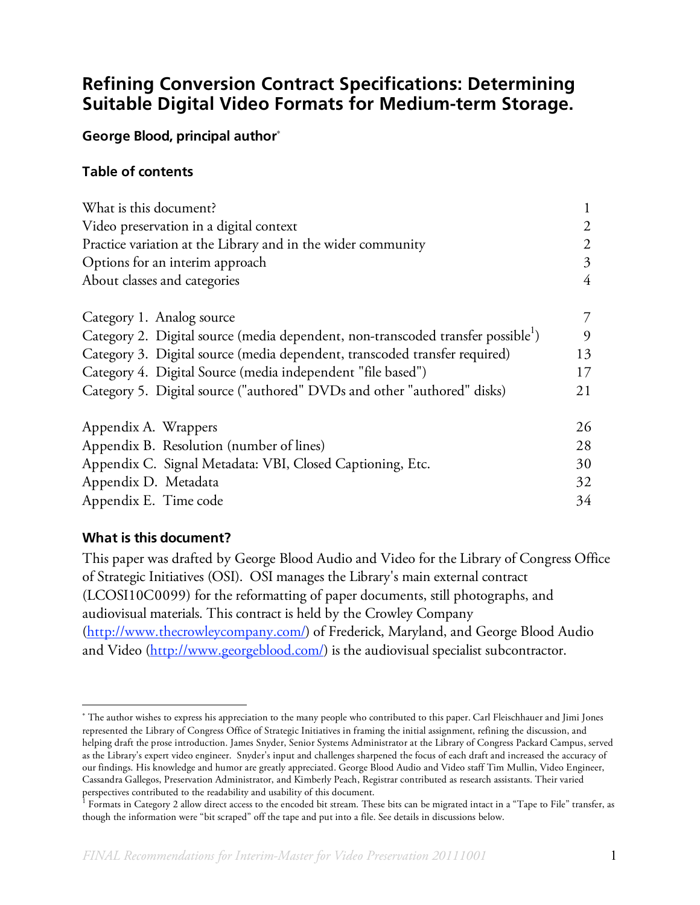# Refining Conversion Contract Specifications: Determining Suitable Digital Video Formats for Medium-term Storage.

**George Blood, principal author**[*]

## Table of contents

| | |
|---|---|
| What is this document? | 1 |
| Video preservation in a digital context | 2 |
| Practice variation at the Library and in the wider community | 2 |
| Options for an interim approach | 3 |
| About classes and categories | 4 |
| | |
| Category 1. Analog source | 7 |
| Category 2. Digital source (media dependent, non-transcoded transfer possible[1]) | 9 |
| Category 3. Digital source (media dependent, transcoded transfer required) | 13 |
| Category 4. Digital Source (media independent "file based") | 17 |
| Category 5. Digital source ("authored" DVDs and other "authored" disks) | 21 |
| | |
| Appendix A. Wrappers | 26 |
| Appendix B. Resolution (number of lines) | 28 |
| Appendix C. Signal Metadata: VBI, Closed Captioning, Etc. | 30 |
| Appendix D. Metadata | 32 |
| Appendix E. Time code | 34 |

## What is this document?

This paper was drafted by George Blood Audio and Video for the Library of Congress Office of Strategic Initiatives (OSI). OSI manages the Library's main external contract (LCOSI10C0099) for the reformatting of paper documents, still photographs, and audiovisual materials. This contract is held by the Crowley Company (http://www.thecrowleycompany.com/) of Frederick, Maryland, and George Blood Audio and Video (http://www.georgeblood.com/) is the audiovisual specialist subcontractor.

---

[*] The author wishes to express his appreciation to the many people who contributed to this paper. Carl Fleischhauer and Jimi Jones represented the Library of Congress Office of Strategic Initiatives in framing the initial assignment, refining the discussion, and helping draft the prose introduction. James Snyder, Senior Systems Administrator at the Library of Congress Packard Campus, served as the Library's expert video engineer. Snyder's input and challenges sharpened the focus of each draft and increased the accuracy of our findings. His knowledge and humor are greatly appreciated. George Blood Audio and Video staff Tim Mullin, Video Engineer, Cassandra Gallegos, Preservation Administrator, and Kimberly Peach, Registrar contributed as research assistants. Their varied perspectives contributed to the readability and usability of this document.

[1] Formats in Category 2 allow direct access to the encoded bit stream. These bits can be migrated intact in a "Tape to File" transfer, as though the information were "bit scraped" off the tape and put into a file. See details in discussions below.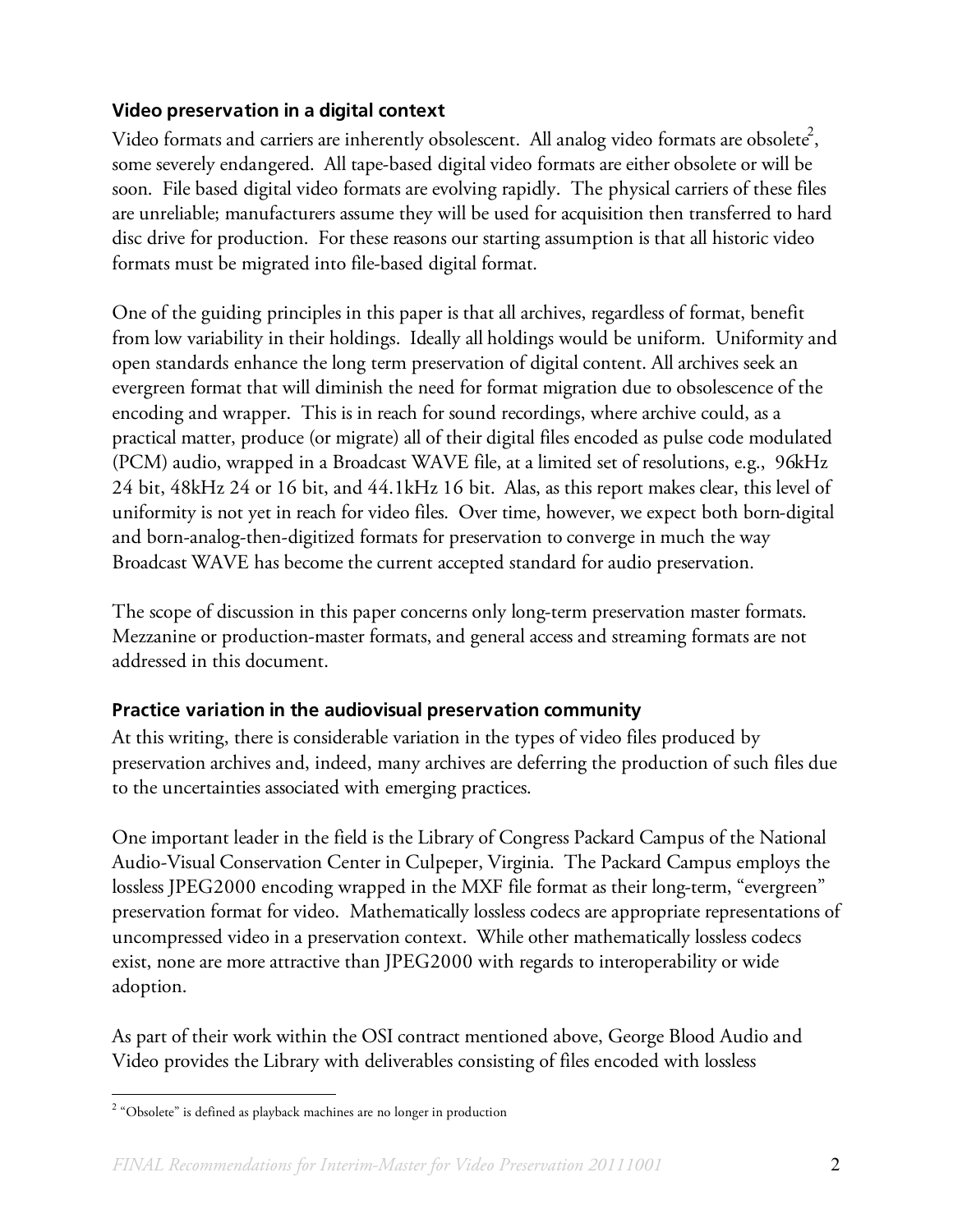### Video preservation in a digital context

Video formats and carriers are inherently obsolescent. All analog video formats are obsolete[2], some severely endangered. All tape-based digital video formats are either obsolete or will be soon. File based digital video formats are evolving rapidly. The physical carriers of these files are unreliable; manufacturers assume they will be used for acquisition then transferred to hard disc drive for production. For these reasons our starting assumption is that all historic video formats must be migrated into file-based digital format.

One of the guiding principles in this paper is that all archives, regardless of format, benefit from low variability in their holdings. Ideally all holdings would be uniform. Uniformity and open standards enhance the long term preservation of digital content. All archives seek an evergreen format that will diminish the need for format migration due to obsolescence of the encoding and wrapper. This is in reach for sound recordings, where archive could, as a practical matter, produce (or migrate) all of their digital files encoded as pulse code modulated (PCM) audio, wrapped in a Broadcast WAVE file, at a limited set of resolutions, e.g., 96kHz 24 bit, 48kHz 24 or 16 bit, and 44.1kHz 16 bit. Alas, as this report makes clear, this level of uniformity is not yet in reach for video files. Over time, however, we expect both born-digital and born-analog-then-digitized formats for preservation to converge in much the way Broadcast WAVE has become the current accepted standard for audio preservation.

The scope of discussion in this paper concerns only long-term preservation master formats. Mezzanine or production-master formats, and general access and streaming formats are not addressed in this document.

### Practice variation in the audiovisual preservation community

At this writing, there is considerable variation in the types of video files produced by preservation archives and, indeed, many archives are deferring the production of such files due to the uncertainties associated with emerging practices.

One important leader in the field is the Library of Congress Packard Campus of the National Audio-Visual Conservation Center in Culpeper, Virginia. The Packard Campus employs the lossless JPEG2000 encoding wrapped in the MXF file format as their long-term, "evergreen" preservation format for video. Mathematically lossless codecs are appropriate representations of uncompressed video in a preservation context. While other mathematically lossless codecs exist, none are more attractive than JPEG2000 with regards to interoperability or wide adoption.

As part of their work within the OSI contract mentioned above, George Blood Audio and Video provides the Library with deliverables consisting of files encoded with lossless

---

[2] "Obsolete" is defined as playback machines are no longer in production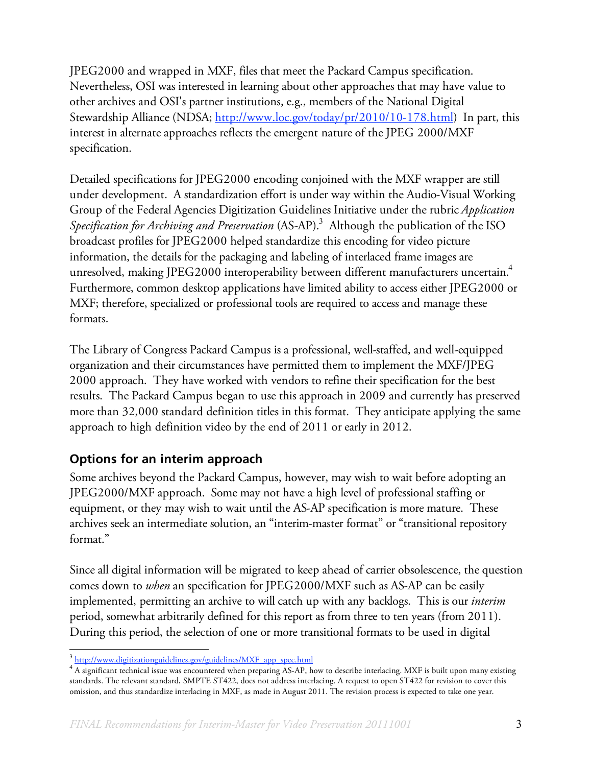JPEG2000 and wrapped in MXF, files that meet the Packard Campus specification. Nevertheless, OSI was interested in learning about other approaches that may have value to other archives and OSI's partner institutions, e.g., members of the National Digital Stewardship Alliance (NDSA; http://www.loc.gov/today/pr/2010/10-178.html) In part, this interest in alternate approaches reflects the emergent nature of the JPEG 2000/MXF specification.

Detailed specifications for JPEG2000 encoding conjoined with the MXF wrapper are still under development. A standardization effort is under way within the Audio-Visual Working Group of the Federal Agencies Digitization Guidelines Initiative under the rubric *Application Specification for Archiving and Preservation* (AS-AP).[3] Although the publication of the ISO broadcast profiles for JPEG2000 helped standardize this encoding for video picture information, the details for the packaging and labeling of interlaced frame images are unresolved, making JPEG2000 interoperability between different manufacturers uncertain.[4] Furthermore, common desktop applications have limited ability to access either JPEG2000 or MXF; therefore, specialized or professional tools are required to access and manage these formats.

The Library of Congress Packard Campus is a professional, well-staffed, and well-equipped organization and their circumstances have permitted them to implement the MXF/JPEG 2000 approach. They have worked with vendors to refine their specification for the best results. The Packard Campus began to use this approach in 2009 and currently has preserved more than 32,000 standard definition titles in this format. They anticipate applying the same approach to high definition video by the end of 2011 or early in 2012.

## Options for an interim approach

Some archives beyond the Packard Campus, however, may wish to wait before adopting an JPEG2000/MXF approach. Some may not have a high level of professional staffing or equipment, or they may wish to wait until the AS-AP specification is more mature. These archives seek an intermediate solution, an "interim-master format" or "transitional repository format."

Since all digital information will be migrated to keep ahead of carrier obsolescence, the question comes down to *when* an specification for JPEG2000/MXF such as AS-AP can be easily implemented, permitting an archive to will catch up with any backlogs. This is our *interim* period, somewhat arbitrarily defined for this report as from three to ten years (from 2011). During this period, the selection of one or more transitional formats to be used in digital

---

[3] http://www.digitizationguidelines.gov/guidelines/MXF_app_spec.html

[4] A significant technical issue was encountered when preparing AS-AP, how to describe interlacing. MXF is built upon many existing standards. The relevant standard, SMPTE ST422, does not address interlacing. A request to open ST422 for revision to cover this omission, and thus standardize interlacing in MXF, as made in August 2011. The revision process is expected to take one year.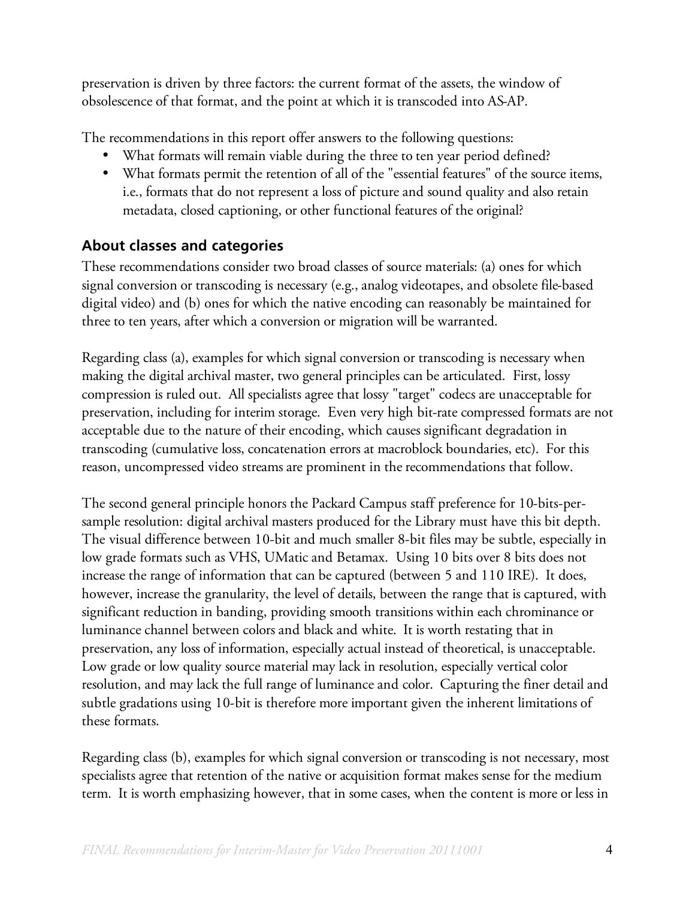preservation is driven by three factors: the current format of the assets, the window of obsolescence of that format, and the point at which it is transcoded into AS-AP.

The recommendations in this report offer answers to the following questions:

- What formats will remain viable during the three to ten year period defined?
- What formats permit the retention of all of the "essential features" of the source items, i.e., formats that do not represent a loss of picture and sound quality and also retain metadata, closed captioning, or other functional features of the original?

## About classes and categories

These recommendations consider two broad classes of source materials: (a) ones for which signal conversion or transcoding is necessary (e.g., analog videotapes, and obsolete file-based digital video) and (b) ones for which the native encoding can reasonably be maintained for three to ten years, after which a conversion or migration will be warranted.

Regarding class (a), examples for which signal conversion or transcoding is necessary when making the digital archival master, two general principles can be articulated. First, lossy compression is ruled out. All specialists agree that lossy "target" codecs are unacceptable for preservation, including for interim storage. Even very high bit-rate compressed formats are not acceptable due to the nature of their encoding, which causes significant degradation in transcoding (cumulative loss, concatenation errors at macroblock boundaries, etc). For this reason, uncompressed video streams are prominent in the recommendations that follow.

The second general principle honors the Packard Campus staff preference for 10-bits-per-sample resolution: digital archival masters produced for the Library must have this bit depth. The visual difference between 10-bit and much smaller 8-bit files may be subtle, especially in low grade formats such as VHS, UMatic and Betamax. Using 10 bits over 8 bits does not increase the range of information that can be captured (between 5 and 110 IRE). It does, however, increase the granularity, the level of details, between the range that is captured, with significant reduction in banding, providing smooth transitions within each chrominance or luminance channel between colors and black and white. It is worth restating that in preservation, any loss of information, especially actual instead of theoretical, is unacceptable. Low grade or low quality source material may lack in resolution, especially vertical color resolution, and may lack the full range of luminance and color. Capturing the finer detail and subtle gradations using 10-bit is therefore more important given the inherent limitations of these formats.

Regarding class (b), examples for which signal conversion or transcoding is not necessary, most specialists agree that retention of the native or acquisition format makes sense for the medium term. It is worth emphasizing however, that in some cases, when the content is more or less in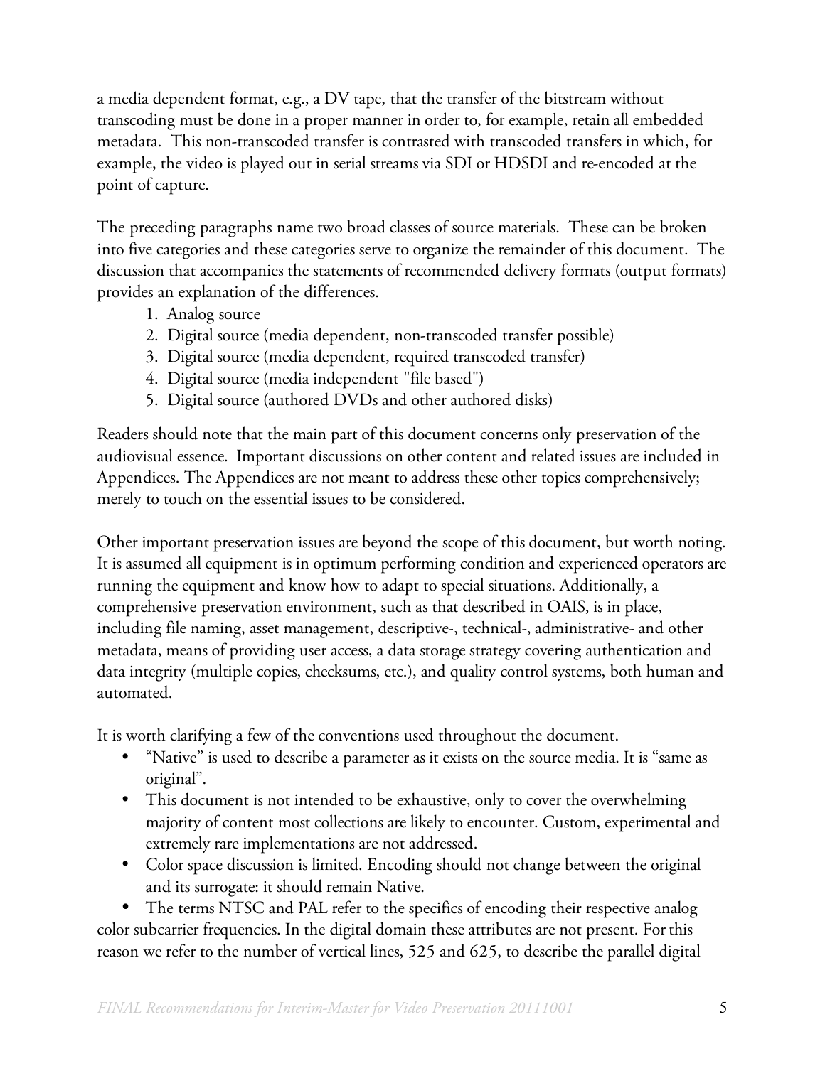a media dependent format, e.g., a DV tape, that the transfer of the bitstream without transcoding must be done in a proper manner in order to, for example, retain all embedded metadata. This non-transcoded transfer is contrasted with transcoded transfers in which, for example, the video is played out in serial streams via SDI or HDSDI and re-encoded at the point of capture.

The preceding paragraphs name two broad classes of source materials. These can be broken into five categories and these categories serve to organize the remainder of this document. The discussion that accompanies the statements of recommended delivery formats (output formats) provides an explanation of the differences.

1. Analog source
2. Digital source (media dependent, non-transcoded transfer possible)
3. Digital source (media dependent, required transcoded transfer)
4. Digital source (media independent "file based")
5. Digital source (authored DVDs and other authored disks)

Readers should note that the main part of this document concerns only preservation of the audiovisual essence. Important discussions on other content and related issues are included in Appendices. The Appendices are not meant to address these other topics comprehensively; merely to touch on the essential issues to be considered.

Other important preservation issues are beyond the scope of this document, but worth noting. It is assumed all equipment is in optimum performing condition and experienced operators are running the equipment and know how to adapt to special situations. Additionally, a comprehensive preservation environment, such as that described in OAIS, is in place, including file naming, asset management, descriptive-, technical-, administrative- and other metadata, means of providing user access, a data storage strategy covering authentication and data integrity (multiple copies, checksums, etc.), and quality control systems, both human and automated.

It is worth clarifying a few of the conventions used throughout the document.

- "Native" is used to describe a parameter as it exists on the source media. It is "same as original".
- This document is not intended to be exhaustive, only to cover the overwhelming majority of content most collections are likely to encounter. Custom, experimental and extremely rare implementations are not addressed.
- Color space discussion is limited. Encoding should not change between the original and its surrogate: it should remain Native.
- The terms NTSC and PAL refer to the specifics of encoding their respective analog color subcarrier frequencies. In the digital domain these attributes are not present. For this reason we refer to the number of vertical lines, 525 and 625, to describe the parallel digital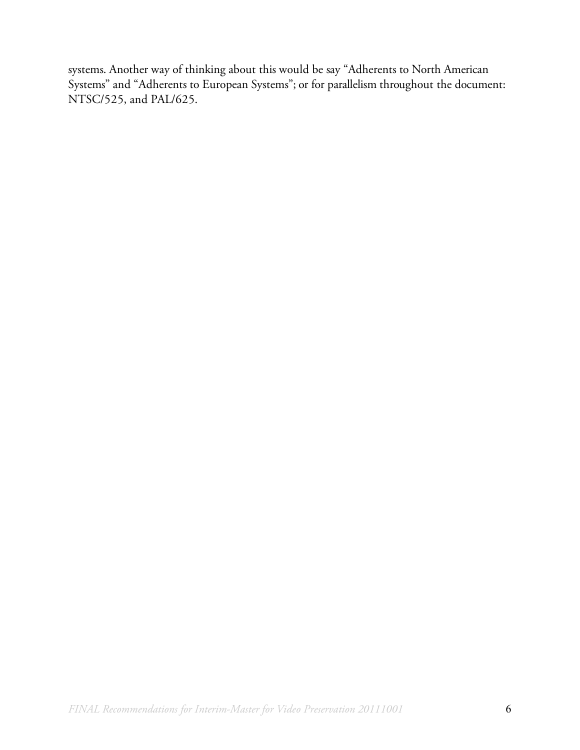systems. Another way of thinking about this would be say "Adherents to North American Systems" and "Adherents to European Systems"; or for parallelism throughout the document: NTSC/525, and PAL/625.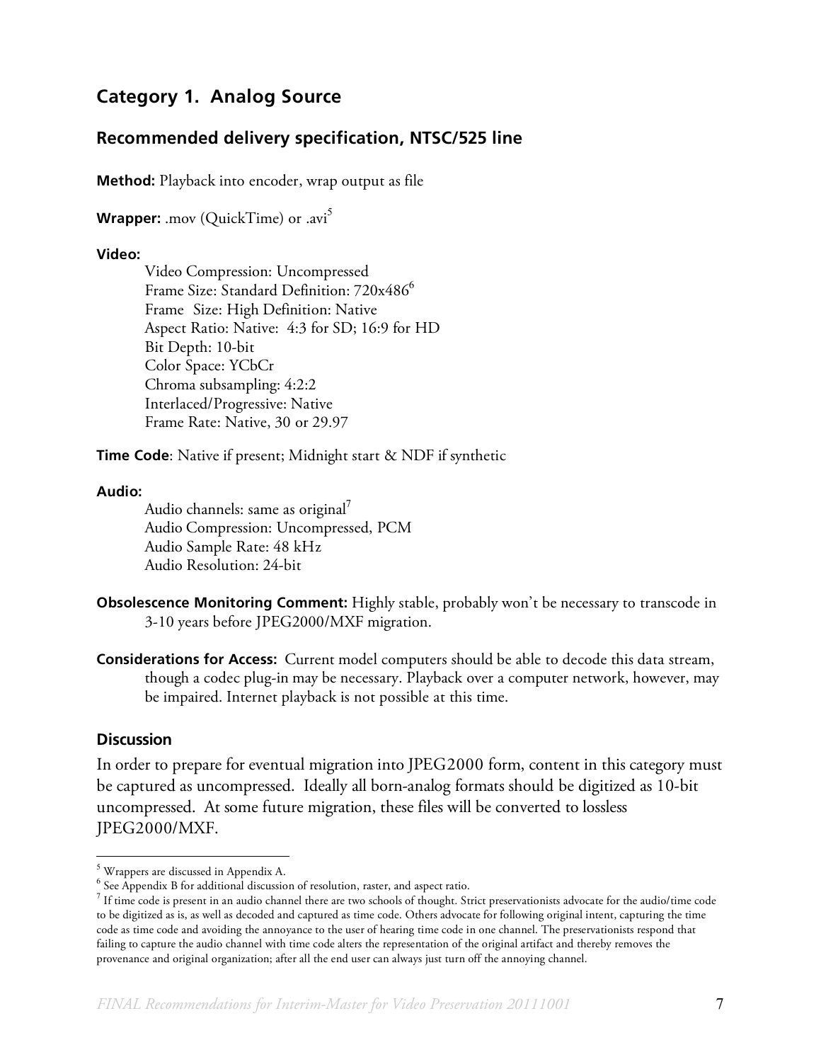## Category 1. Analog Source

### Recommended delivery specification, NTSC/525 line

**Method:** Playback into encoder, wrap output as file

**Wrapper:** .mov (QuickTime) or .avi[5]

**Video:**

Video Compression: Uncompressed
Frame Size: Standard Definition: 720x486[6]
Frame Size: High Definition: Native
Aspect Ratio: Native: 4:3 for SD; 16:9 for HD
Bit Depth: 10-bit
Color Space: YCbCr
Chroma subsampling: 4:2:2
Interlaced/Progressive: Native
Frame Rate: Native, 30 or 29.97

**Time Code**: Native if present; Midnight start & NDF if synthetic

**Audio:**

Audio channels: same as original[7]
Audio Compression: Uncompressed, PCM
Audio Sample Rate: 48 kHz
Audio Resolution: 24-bit

**Obsolescence Monitoring Comment:** Highly stable, probably won't be necessary to transcode in 3-10 years before JPEG2000/MXF migration.

**Considerations for Access:** Current model computers should be able to decode this data stream, though a codec plug-in may be necessary. Playback over a computer network, however, may be impaired. Internet playback is not possible at this time.

### Discussion

In order to prepare for eventual migration into JPEG2000 form, content in this category must be captured as uncompressed. Ideally all born-analog formats should be digitized as 10-bit uncompressed. At some future migration, these files will be converted to lossless JPEG2000/MXF.

---

[5] Wrappers are discussed in Appendix A.

[6] See Appendix B for additional discussion of resolution, raster, and aspect ratio.

[7] If time code is present in an audio channel there are two schools of thought. Strict preservationists advocate for the audio/time code to be digitized as is, as well as decoded and captured as time code. Others advocate for following original intent, capturing the time code as time code and avoiding the annoyance to the user of hearing time code in one channel. The preservationists respond that failing to capture the audio channel with time code alters the representation of the original artifact and thereby removes the provenance and original organization; after all the end user can always just turn off the annoying channel.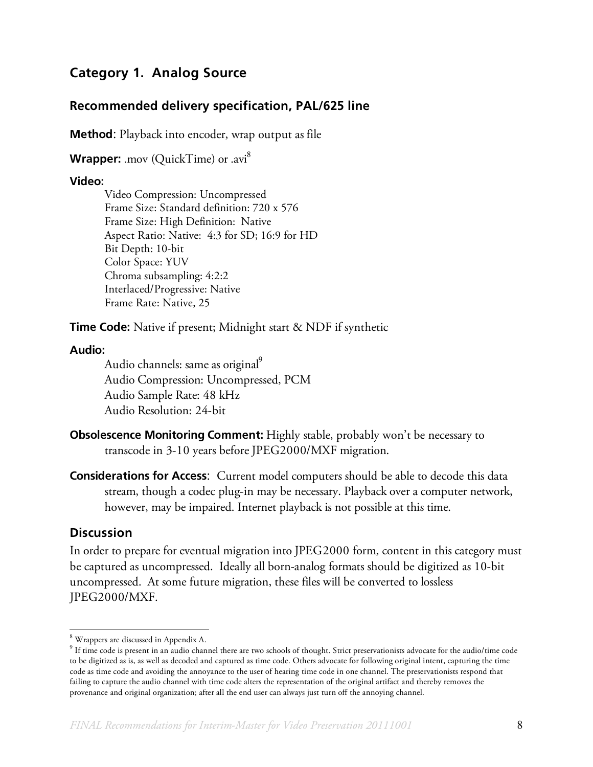## Category 1. Analog Source

### Recommended delivery specification, PAL/625 line

**Method**: Playback into encoder, wrap output as file

**Wrapper:** .mov (QuickTime) or .avi[8]

**Video:**

Video Compression: Uncompressed
Frame Size: Standard definition: 720 x 576
Frame Size: High Definition: Native
Aspect Ratio: Native: 4:3 for SD; 16:9 for HD
Bit Depth: 10-bit
Color Space: YUV
Chroma subsampling: 4:2:2
Interlaced/Progressive: Native
Frame Rate: Native, 25

**Time Code:** Native if present; Midnight start & NDF if synthetic

**Audio:**

Audio channels: same as original[9]
Audio Compression: Uncompressed, PCM
Audio Sample Rate: 48 kHz
Audio Resolution: 24-bit

**Obsolescence Monitoring Comment:** Highly stable, probably won't be necessary to transcode in 3-10 years before JPEG2000/MXF migration.

**Considerations for Access**: Current model computers should be able to decode this data stream, though a codec plug-in may be necessary. Playback over a computer network, however, may be impaired. Internet playback is not possible at this time.

### Discussion

In order to prepare for eventual migration into JPEG2000 form, content in this category must be captured as uncompressed. Ideally all born-analog formats should be digitized as 10-bit uncompressed. At some future migration, these files will be converted to lossless JPEG2000/MXF.

---

[8] Wrappers are discussed in Appendix A.

[9] If time code is present in an audio channel there are two schools of thought. Strict preservationists advocate for the audio/time code to be digitized as is, as well as decoded and captured as time code. Others advocate for following original intent, capturing the time code as time code and avoiding the annoyance to the user of hearing time code in one channel. The preservationists respond that failing to capture the audio channel with time code alters the representation of the original artifact and thereby removes the provenance and original organization; after all the end user can always just turn off the annoying channel.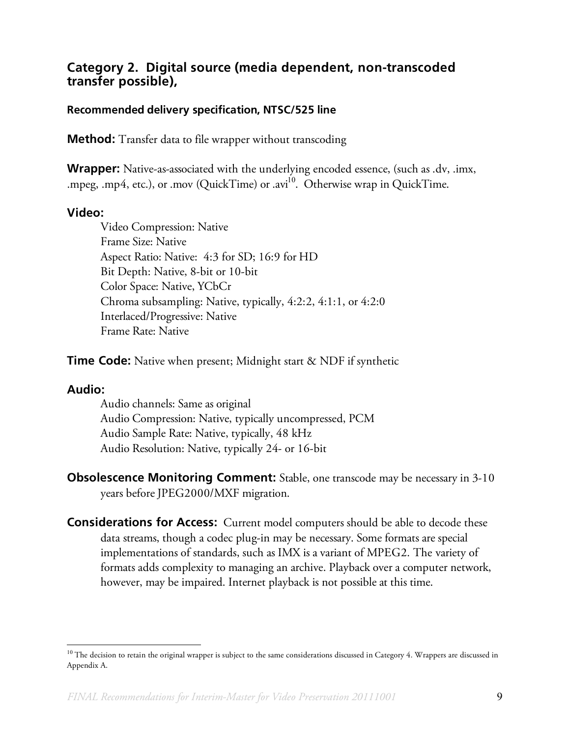## Category 2. Digital source (media dependent, non-transcoded transfer possible),

#### Recommended delivery specification, NTSC/525 line

**Method:** Transfer data to file wrapper without transcoding

**Wrapper:** Native-as-associated with the underlying encoded essence, (such as .dv, .imx, .mpeg, .mp4, etc.), or .mov (QuickTime) or .avi[10]. Otherwise wrap in QuickTime.

**Video:**

Video Compression: Native
Frame Size: Native
Aspect Ratio: Native: 4:3 for SD; 16:9 for HD
Bit Depth: Native, 8-bit or 10-bit
Color Space: Native, YCbCr
Chroma subsampling: Native, typically, 4:2:2, 4:1:1, or 4:2:0
Interlaced/Progressive: Native
Frame Rate: Native

**Time Code:** Native when present; Midnight start & NDF if synthetic

**Audio:**

Audio channels: Same as original
Audio Compression: Native, typically uncompressed, PCM
Audio Sample Rate: Native, typically, 48 kHz
Audio Resolution: Native, typically 24- or 16-bit

**Obsolescence Monitoring Comment:** Stable, one transcode may be necessary in 3-10 years before JPEG2000/MXF migration.

**Considerations for Access:** Current model computers should be able to decode these data streams, though a codec plug-in may be necessary. Some formats are special implementations of standards, such as IMX is a variant of MPEG2. The variety of formats adds complexity to managing an archive. Playback over a computer network, however, may be impaired. Internet playback is not possible at this time.

---

[10] The decision to retain the original wrapper is subject to the same considerations discussed in Category 4. Wrappers are discussed in Appendix A.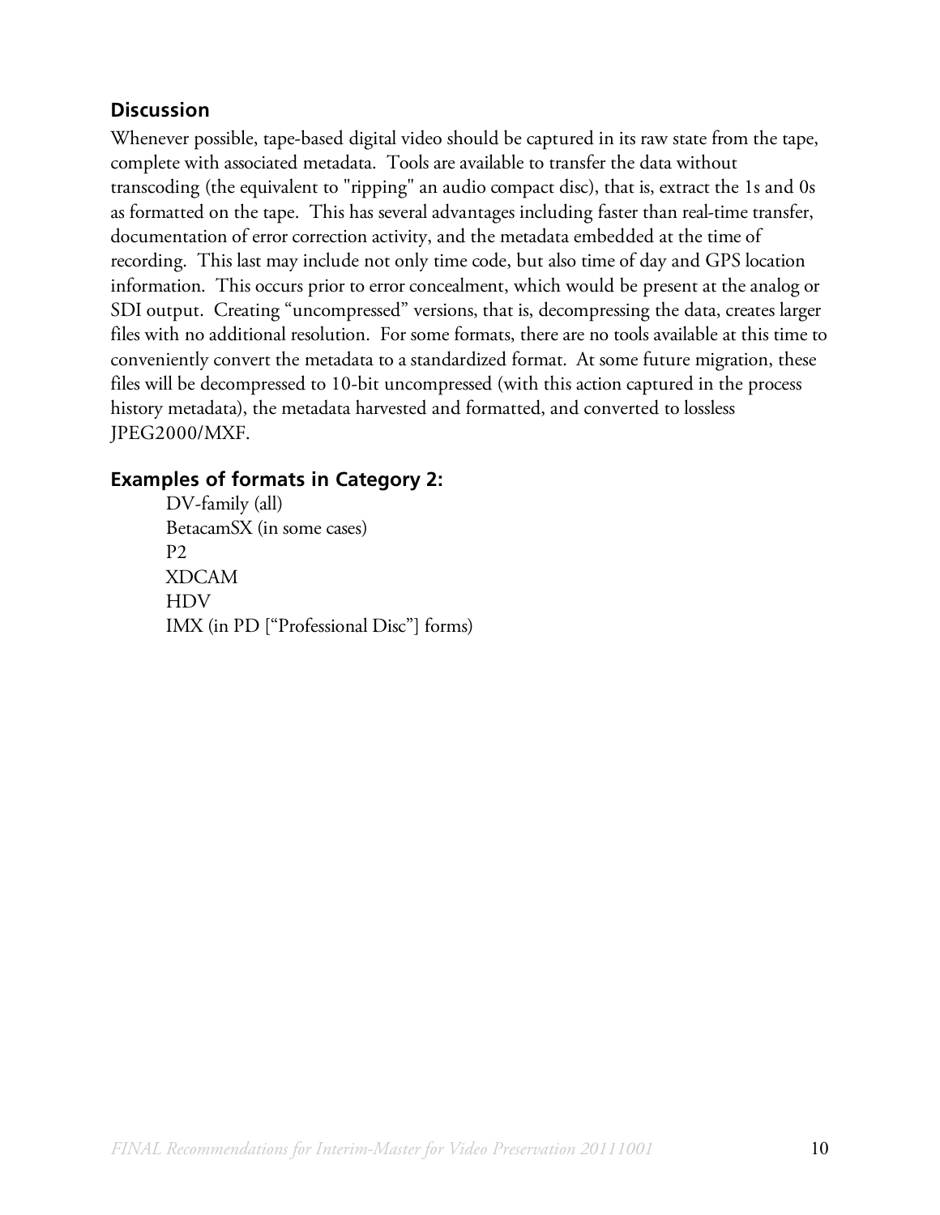### Discussion

Whenever possible, tape-based digital video should be captured in its raw state from the tape, complete with associated metadata. Tools are available to transfer the data without transcoding (the equivalent to "ripping" an audio compact disc), that is, extract the 1s and 0s as formatted on the tape. This has several advantages including faster than real-time transfer, documentation of error correction activity, and the metadata embedded at the time of recording. This last may include not only time code, but also time of day and GPS location information. This occurs prior to error concealment, which would be present at the analog or SDI output. Creating "uncompressed" versions, that is, decompressing the data, creates larger files with no additional resolution. For some formats, there are no tools available at this time to conveniently convert the metadata to a standardized format. At some future migration, these files will be decompressed to 10-bit uncompressed (with this action captured in the process history metadata), the metadata harvested and formatted, and converted to lossless JPEG2000/MXF.

### Examples of formats in Category 2:

- DV-family (all)
- BetacamSX (in some cases)
- P2
- XDCAM
- HDV
- IMX (in PD ["Professional Disc"] forms)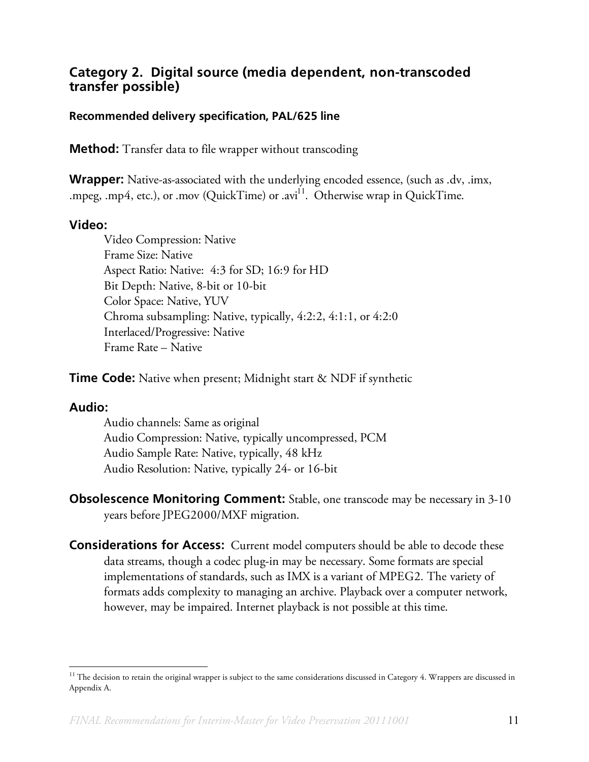## Category 2. Digital source (media dependent, non-transcoded transfer possible)

### Recommended delivery specification, PAL/625 line

**Method:** Transfer data to file wrapper without transcoding

**Wrapper:** Native-as-associated with the underlying encoded essence, (such as .dv, .imx, .mpeg, .mp4, etc.), or .mov (QuickTime) or .avi[11]. Otherwise wrap in QuickTime.

**Video:**

Video Compression: Native
Frame Size: Native
Aspect Ratio: Native: 4:3 for SD; 16:9 for HD
Bit Depth: Native, 8-bit or 10-bit
Color Space: Native, YUV
Chroma subsampling: Native, typically, 4:2:2, 4:1:1, or 4:2:0
Interlaced/Progressive: Native
Frame Rate – Native

**Time Code:** Native when present; Midnight start & NDF if synthetic

**Audio:**

Audio channels: Same as original
Audio Compression: Native, typically uncompressed, PCM
Audio Sample Rate: Native, typically, 48 kHz
Audio Resolution: Native, typically 24- or 16-bit

**Obsolescence Monitoring Comment:** Stable, one transcode may be necessary in 3-10 years before JPEG2000/MXF migration.

**Considerations for Access:** Current model computers should be able to decode these data streams, though a codec plug-in may be necessary. Some formats are special implementations of standards, such as IMX is a variant of MPEG2. The variety of formats adds complexity to managing an archive. Playback over a computer network, however, may be impaired. Internet playback is not possible at this time.

---

[11] The decision to retain the original wrapper is subject to the same considerations discussed in Category 4. Wrappers are discussed in Appendix A.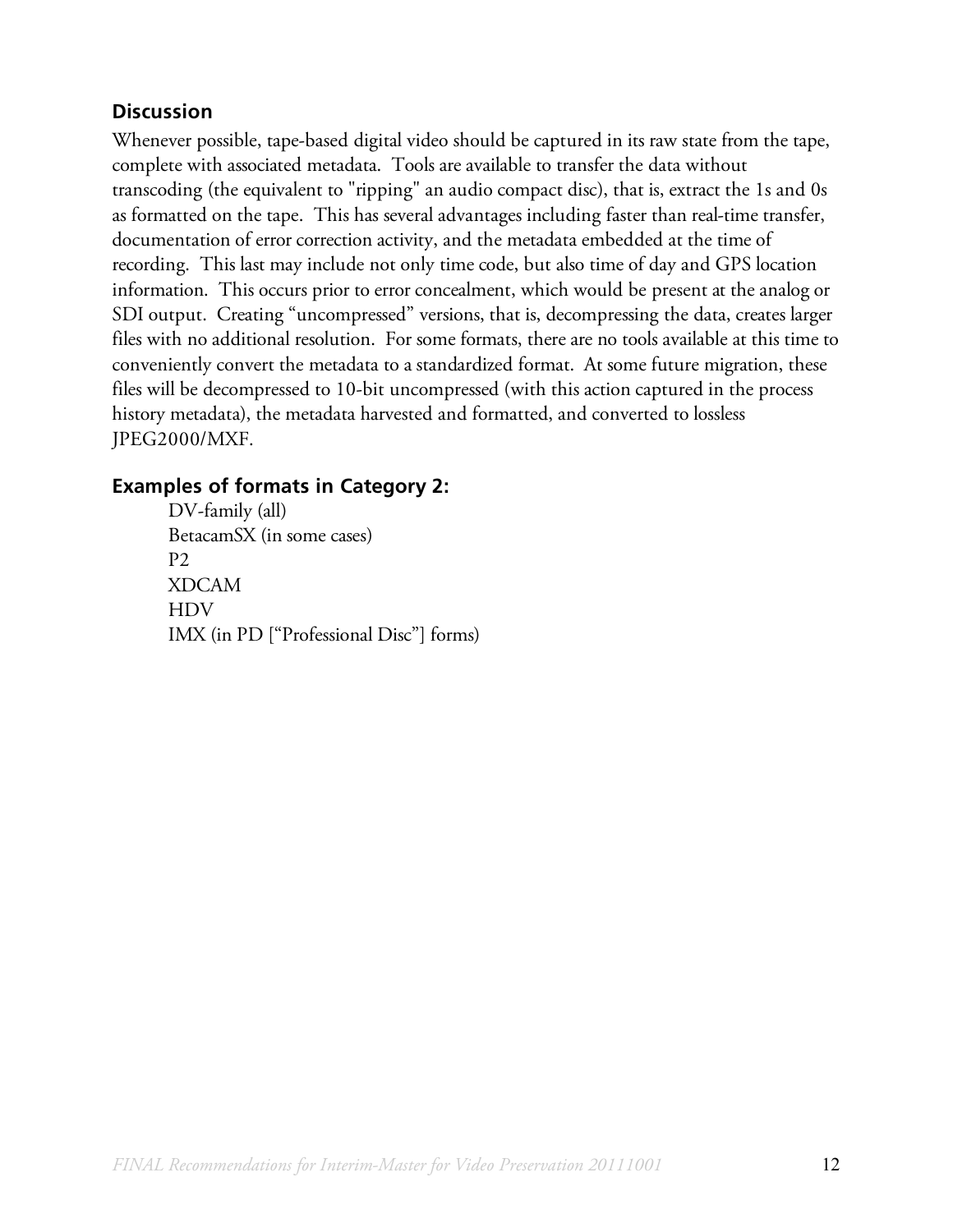### Discussion

Whenever possible, tape-based digital video should be captured in its raw state from the tape, complete with associated metadata. Tools are available to transfer the data without transcoding (the equivalent to "ripping" an audio compact disc), that is, extract the 1s and 0s as formatted on the tape. This has several advantages including faster than real-time transfer, documentation of error correction activity, and the metadata embedded at the time of recording. This last may include not only time code, but also time of day and GPS location information. This occurs prior to error concealment, which would be present at the analog or SDI output. Creating "uncompressed" versions, that is, decompressing the data, creates larger files with no additional resolution. For some formats, there are no tools available at this time to conveniently convert the metadata to a standardized format. At some future migration, these files will be decompressed to 10-bit uncompressed (with this action captured in the process history metadata), the metadata harvested and formatted, and converted to lossless JPEG2000/MXF.

### Examples of formats in Category 2:

- DV-family (all)
- BetacamSX (in some cases)
- P2
- XDCAM
- HDV
- IMX (in PD ["Professional Disc"] forms)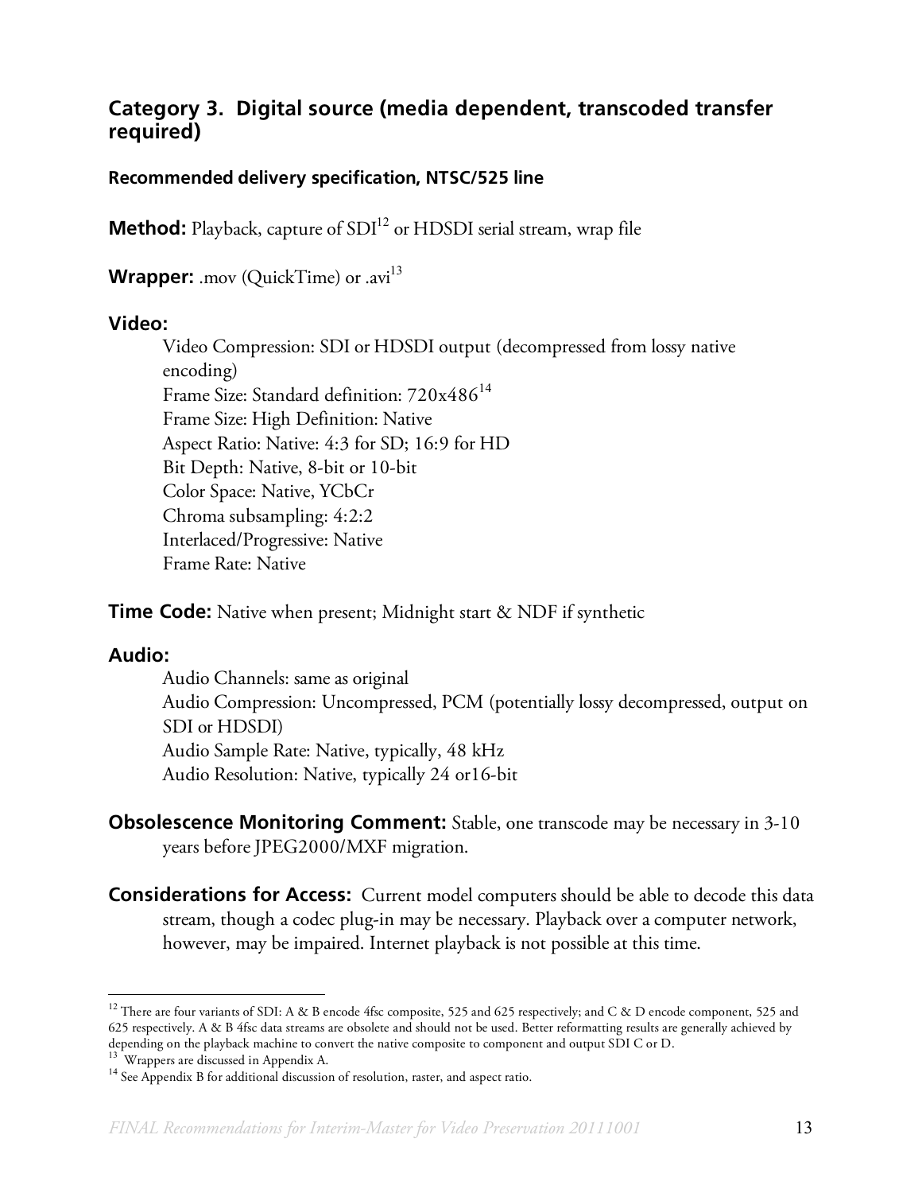## Category 3. Digital source (media dependent, transcoded transfer required)

#### Recommended delivery specification, NTSC/525 line

**Method:** Playback, capture of SDI[12] or HDSDI serial stream, wrap file

**Wrapper:** .mov (QuickTime) or .avi[13]

### Video:

Video Compression: SDI or HDSDI output (decompressed from lossy native encoding)
Frame Size: Standard definition: 720x486[14]
Frame Size: High Definition: Native
Aspect Ratio: Native: 4:3 for SD; 16:9 for HD
Bit Depth: Native, 8-bit or 10-bit
Color Space: Native, YCbCr
Chroma subsampling: 4:2:2
Interlaced/Progressive: Native
Frame Rate: Native

**Time Code:** Native when present; Midnight start & NDF if synthetic

### Audio:

Audio Channels: same as original
Audio Compression: Uncompressed, PCM (potentially lossy decompressed, output on SDI or HDSDI)
Audio Sample Rate: Native, typically, 48 kHz
Audio Resolution: Native, typically 24 or16-bit

**Obsolescence Monitoring Comment:** Stable, one transcode may be necessary in 3-10 years before JPEG2000/MXF migration.

**Considerations for Access:** Current model computers should be able to decode this data stream, though a codec plug-in may be necessary. Playback over a computer network, however, may be impaired. Internet playback is not possible at this time.

---

[12] There are four variants of SDI: A & B encode 4fsc composite, 525 and 625 respectively; and C & D encode component, 525 and 625 respectively. A & B 4fsc data streams are obsolete and should not be used. Better reformatting results are generally achieved by depending on the playback machine to convert the native composite to component and output SDI C or D.

[13] Wrappers are discussed in Appendix A.

[14] See Appendix B for additional discussion of resolution, raster, and aspect ratio.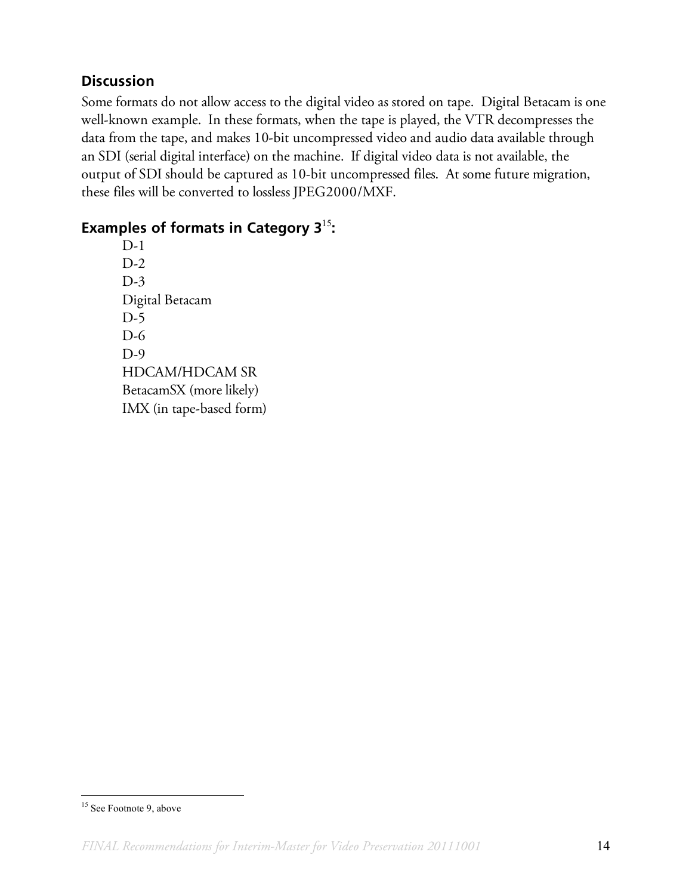### Discussion

Some formats do not allow access to the digital video as stored on tape. Digital Betacam is one well-known example. In these formats, when the tape is played, the VTR decompresses the data from the tape, and makes 10-bit uncompressed video and audio data available through an SDI (serial digital interface) on the machine. If digital video data is not available, the output of SDI should be captured as 10-bit uncompressed files. At some future migration, these files will be converted to lossless JPEG2000/MXF.

### Examples of formats in Category 3[15]:

D-1
D-2
D-3
Digital Betacam
D-5
D-6
D-9
HDCAM/HDCAM SR
BetacamSX (more likely)
IMX (in tape-based form)

[15] See Footnote 9, above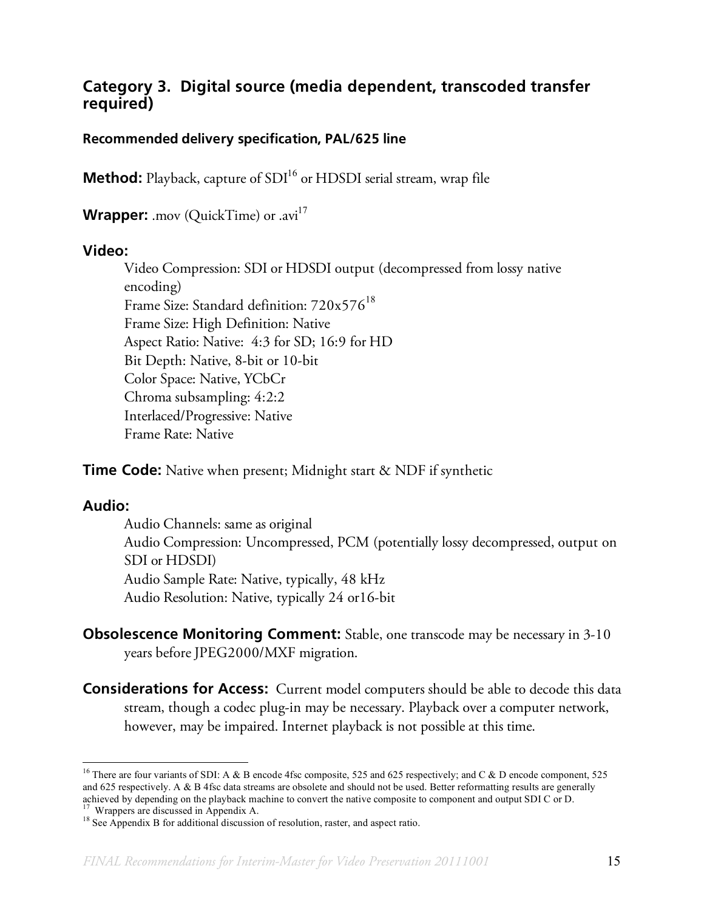## Category 3. Digital source (media dependent, transcoded transfer required)

### Recommended delivery specification, PAL/625 line

**Method:** Playback, capture of SDI[16] or HDSDI serial stream, wrap file

**Wrapper:** .mov (QuickTime) or .avi[17]

**Video:**

Video Compression: SDI or HDSDI output (decompressed from lossy native encoding)
Frame Size: Standard definition: 720x576[18]
Frame Size: High Definition: Native
Aspect Ratio: Native: 4:3 for SD; 16:9 for HD
Bit Depth: Native, 8-bit or 10-bit
Color Space: Native, YCbCr
Chroma subsampling: 4:2:2
Interlaced/Progressive: Native
Frame Rate: Native

**Time Code:** Native when present; Midnight start & NDF if synthetic

**Audio:**

Audio Channels: same as original
Audio Compression: Uncompressed, PCM (potentially lossy decompressed, output on SDI or HDSDI)
Audio Sample Rate: Native, typically, 48 kHz
Audio Resolution: Native, typically 24 or16-bit

**Obsolescence Monitoring Comment:** Stable, one transcode may be necessary in 3-10 years before JPEG2000/MXF migration.

**Considerations for Access:** Current model computers should be able to decode this data stream, though a codec plug-in may be necessary. Playback over a computer network, however, may be impaired. Internet playback is not possible at this time.

---

[16] There are four variants of SDI: A & B encode 4fsc composite, 525 and 625 respectively; and C & D encode component, 525 and 625 respectively. A & B 4fsc data streams are obsolete and should not be used. Better reformatting results are generally achieved by depending on the playback machine to convert the native composite to component and output SDI C or D.

[17] Wrappers are discussed in Appendix A.

[18] See Appendix B for additional discussion of resolution, raster, and aspect ratio.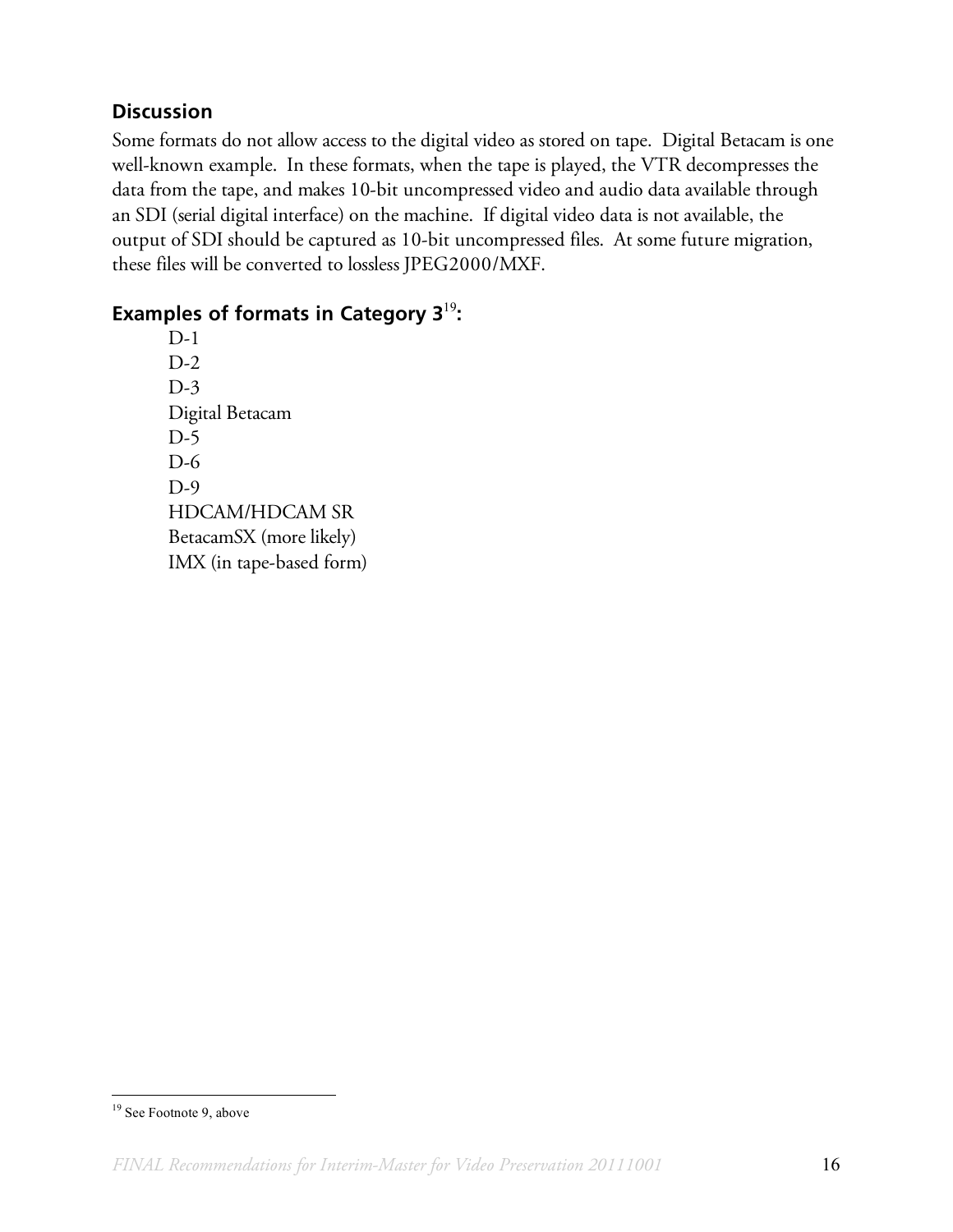### Discussion

Some formats do not allow access to the digital video as stored on tape. Digital Betacam is one well-known example. In these formats, when the tape is played, the VTR decompresses the data from the tape, and makes 10-bit uncompressed video and audio data available through an SDI (serial digital interface) on the machine. If digital video data is not available, the output of SDI should be captured as 10-bit uncompressed files. At some future migration, these files will be converted to lossless JPEG2000/MXF.

### Examples of formats in Category 3[19]:

D-1
D-2
D-3
Digital Betacam
D-5
D-6
D-9
HDCAM/HDCAM SR
BetacamSX (more likely)
IMX (in tape-based form)

[19] See Footnote 9, above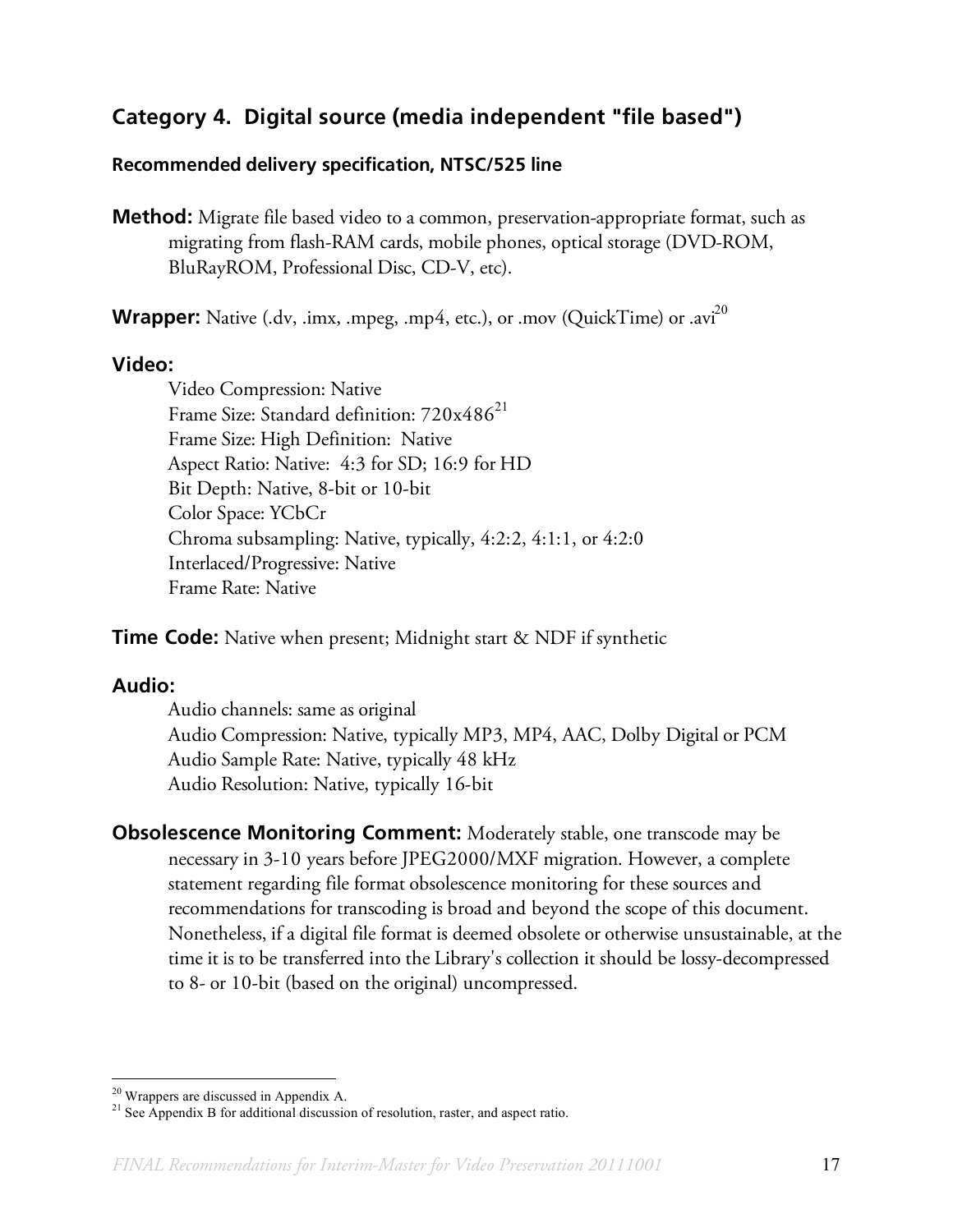## Category 4. Digital source (media independent "file based")

### Recommended delivery specification, NTSC/525 line

**Method:** Migrate file based video to a common, preservation-appropriate format, such as migrating from flash-RAM cards, mobile phones, optical storage (DVD-ROM, BluRayROM, Professional Disc, CD-V, etc).

**Wrapper:** Native (.dv, .imx, .mpeg, .mp4, etc.), or .mov (QuickTime) or .avi[20]

**Video:**

Video Compression: Native
Frame Size: Standard definition: 720x486[21]
Frame Size: High Definition: Native
Aspect Ratio: Native: 4:3 for SD; 16:9 for HD
Bit Depth: Native, 8-bit or 10-bit
Color Space: YCbCr
Chroma subsampling: Native, typically, 4:2:2, 4:1:1, or 4:2:0
Interlaced/Progressive: Native
Frame Rate: Native

**Time Code:** Native when present; Midnight start & NDF if synthetic

**Audio:**

Audio channels: same as original
Audio Compression: Native, typically MP3, MP4, AAC, Dolby Digital or PCM
Audio Sample Rate: Native, typically 48 kHz
Audio Resolution: Native, typically 16-bit

**Obsolescence Monitoring Comment:** Moderately stable, one transcode may be necessary in 3-10 years before JPEG2000/MXF migration. However, a complete statement regarding file format obsolescence monitoring for these sources and recommendations for transcoding is broad and beyond the scope of this document. Nonetheless, if a digital file format is deemed obsolete or otherwise unsustainable, at the time it is to be transferred into the Library's collection it should be lossy-decompressed to 8- or 10-bit (based on the original) uncompressed.

---

[20] Wrappers are discussed in Appendix A.

[21] See Appendix B for additional discussion of resolution, raster, and aspect ratio.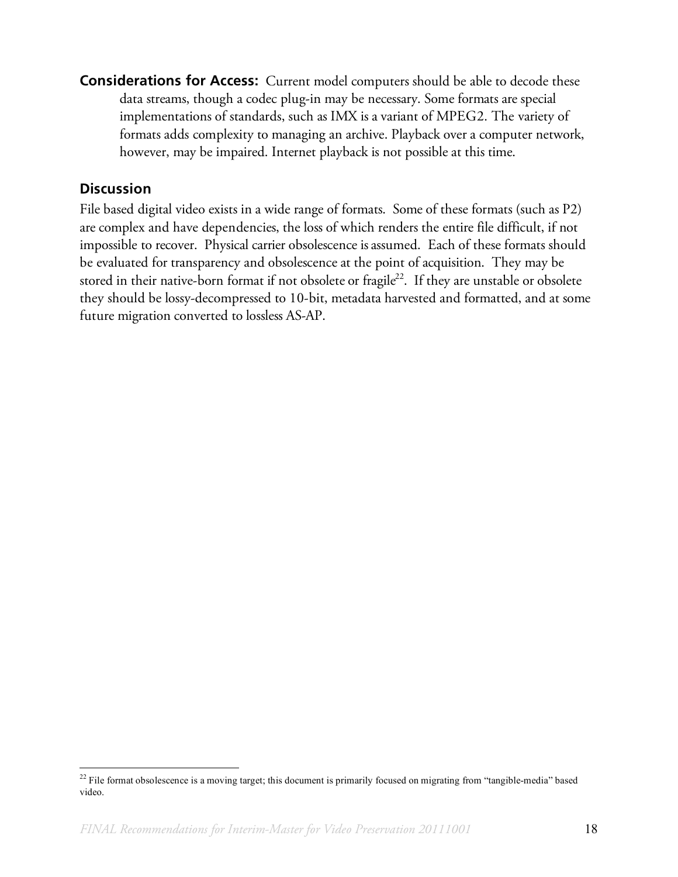**Considerations for Access:** Current model computers should be able to decode these data streams, though a codec plug-in may be necessary. Some formats are special implementations of standards, such as IMX is a variant of MPEG2. The variety of formats adds complexity to managing an archive. Playback over a computer network, however, may be impaired. Internet playback is not possible at this time.

## Discussion

File based digital video exists in a wide range of formats. Some of these formats (such as P2) are complex and have dependencies, the loss of which renders the entire file difficult, if not impossible to recover. Physical carrier obsolescence is assumed. Each of these formats should be evaluated for transparency and obsolescence at the point of acquisition. They may be stored in their native-born format if not obsolete or fragile[22]. If they are unstable or obsolete they should be lossy-decompressed to 10-bit, metadata harvested and formatted, and at some future migration converted to lossless AS-AP.

[22] File format obsolescence is a moving target; this document is primarily focused on migrating from "tangible-media" based video.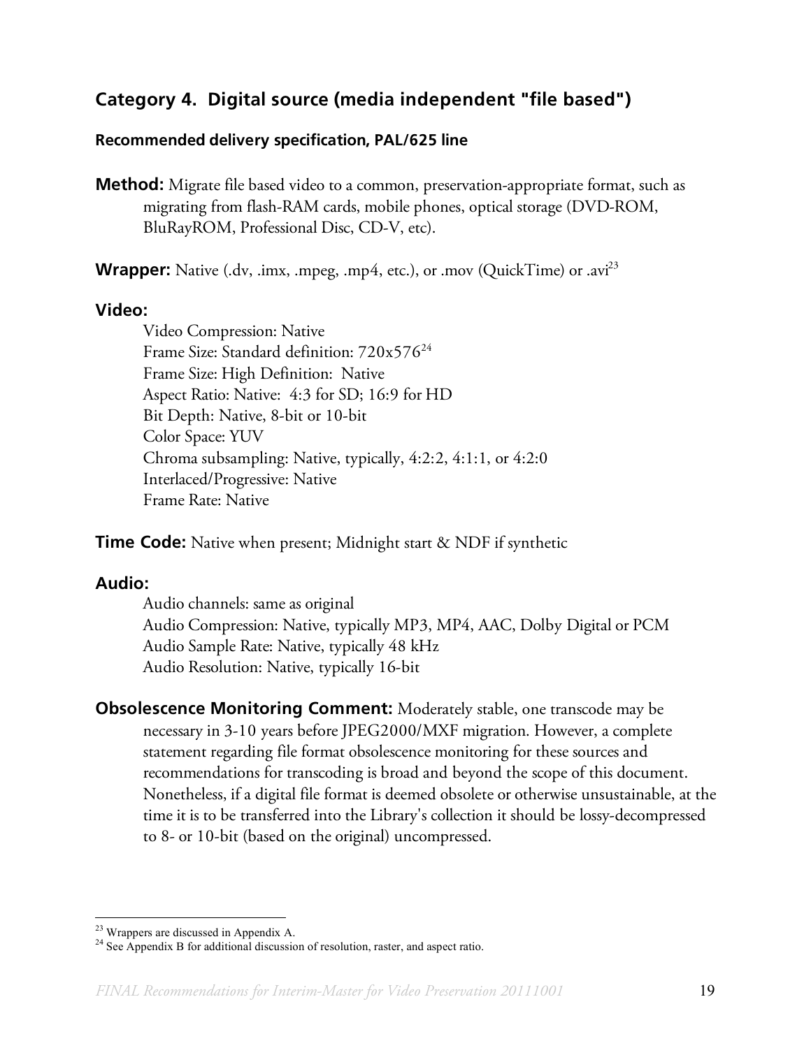## Category 4. Digital source (media independent "file based")

### Recommended delivery specification, PAL/625 line

**Method:** Migrate file based video to a common, preservation-appropriate format, such as migrating from flash-RAM cards, mobile phones, optical storage (DVD-ROM, BluRayROM, Professional Disc, CD-V, etc).

**Wrapper:** Native (.dv, .imx, .mpeg, .mp4, etc.), or .mov (QuickTime) or .avi[23]

**Video:**

Video Compression: Native
Frame Size: Standard definition: 720x576[24]
Frame Size: High Definition: Native
Aspect Ratio: Native: 4:3 for SD; 16:9 for HD
Bit Depth: Native, 8-bit or 10-bit
Color Space: YUV
Chroma subsampling: Native, typically, 4:2:2, 4:1:1, or 4:2:0
Interlaced/Progressive: Native
Frame Rate: Native

**Time Code:** Native when present; Midnight start & NDF if synthetic

**Audio:**

Audio channels: same as original
Audio Compression: Native, typically MP3, MP4, AAC, Dolby Digital or PCM
Audio Sample Rate: Native, typically 48 kHz
Audio Resolution: Native, typically 16-bit

**Obsolescence Monitoring Comment:** Moderately stable, one transcode may be necessary in 3-10 years before JPEG2000/MXF migration. However, a complete statement regarding file format obsolescence monitoring for these sources and recommendations for transcoding is broad and beyond the scope of this document. Nonetheless, if a digital file format is deemed obsolete or otherwise unsustainable, at the time it is to be transferred into the Library's collection it should be lossy-decompressed to 8- or 10-bit (based on the original) uncompressed.

---

[23] Wrappers are discussed in Appendix A.
[24] See Appendix B for additional discussion of resolution, raster, and aspect ratio.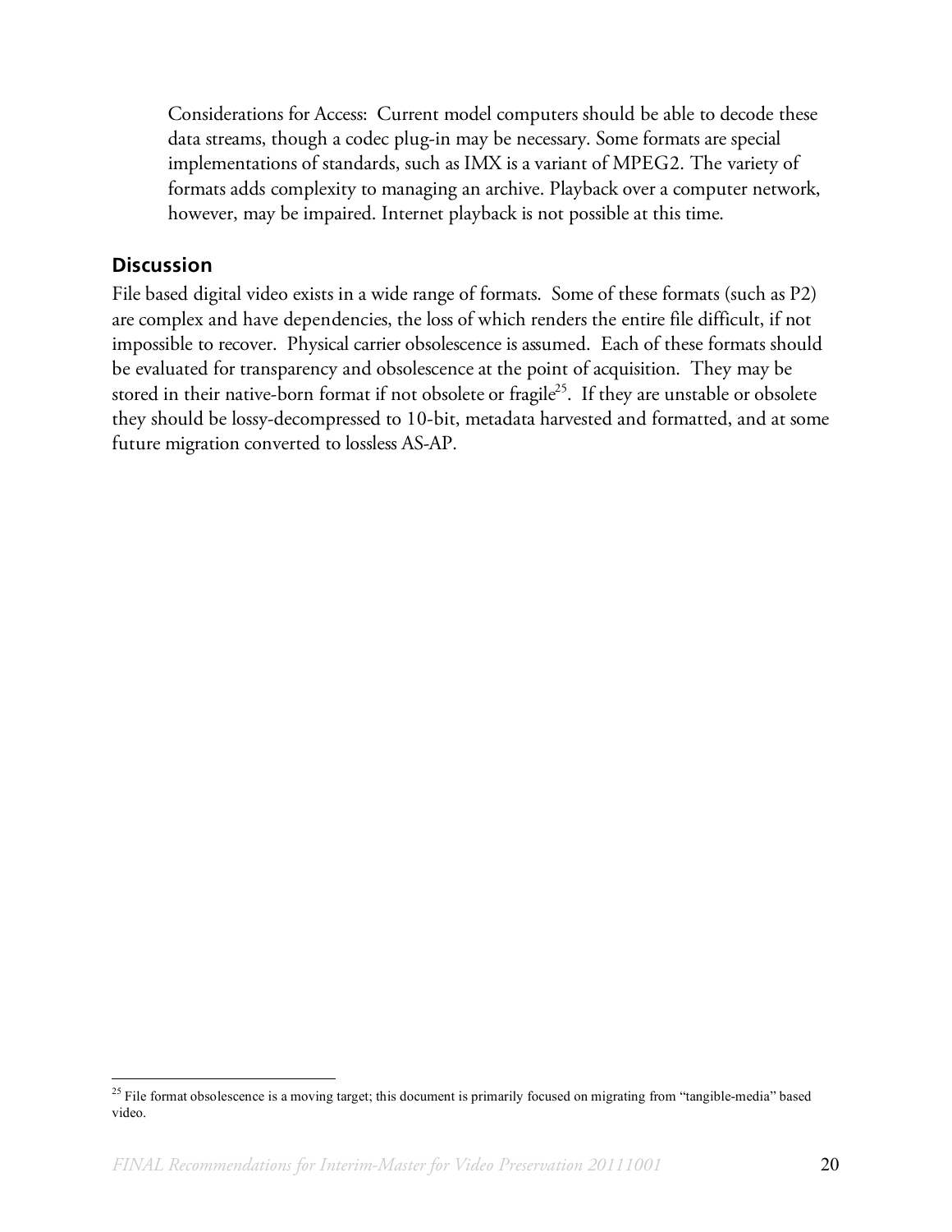Considerations for Access: Current model computers should be able to decode these data streams, though a codec plug-in may be necessary. Some formats are special implementations of standards, such as IMX is a variant of MPEG2. The variety of formats adds complexity to managing an archive. Playback over a computer network, however, may be impaired. Internet playback is not possible at this time.

## Discussion

File based digital video exists in a wide range of formats. Some of these formats (such as P2) are complex and have dependencies, the loss of which renders the entire file difficult, if not impossible to recover. Physical carrier obsolescence is assumed. Each of these formats should be evaluated for transparency and obsolescence at the point of acquisition. They may be stored in their native-born format if not obsolete or fragile[25]. If they are unstable or obsolete they should be lossy-decompressed to 10-bit, metadata harvested and formatted, and at some future migration converted to lossless AS-AP.

[25] File format obsolescence is a moving target; this document is primarily focused on migrating from "tangible-media" based video.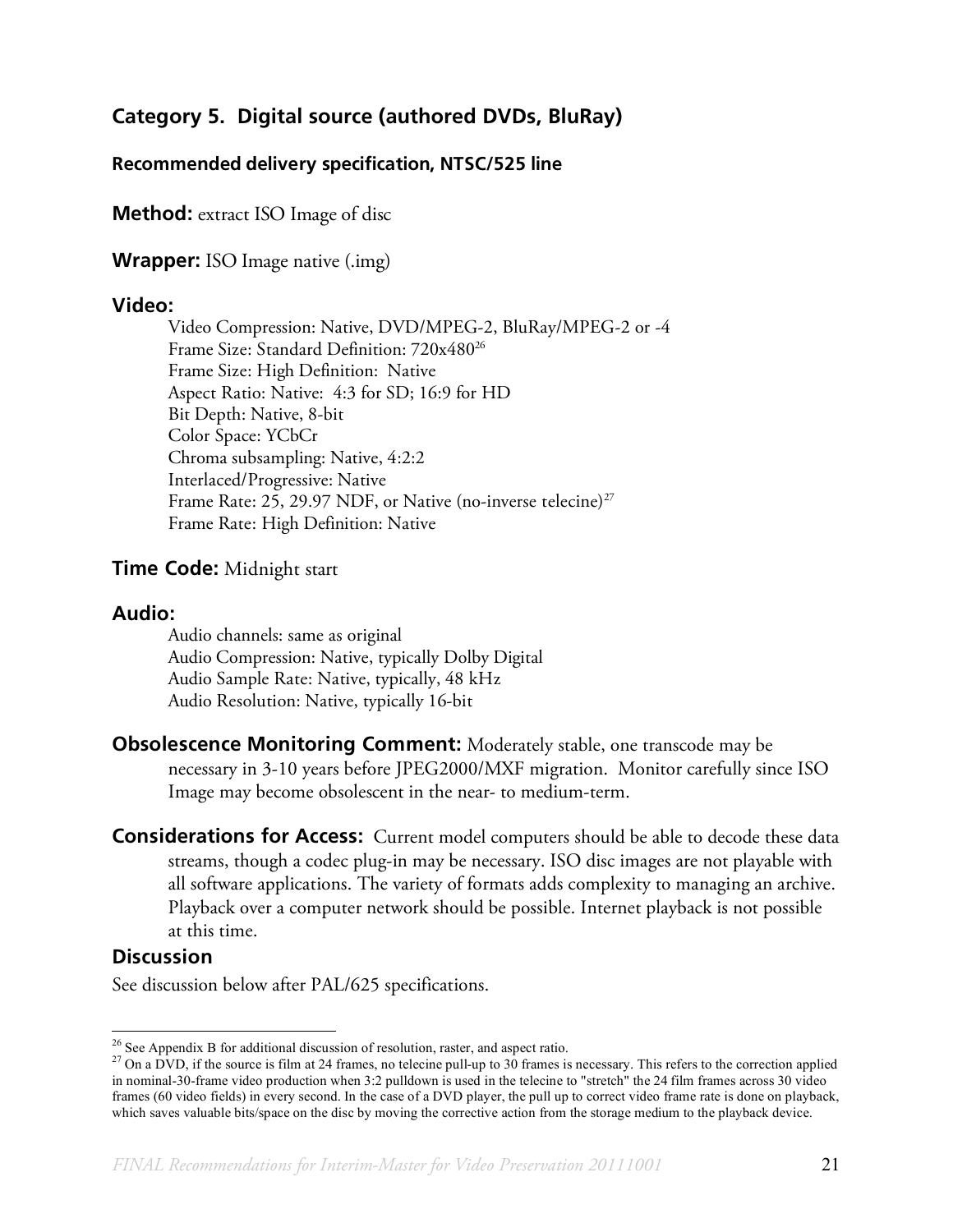## Category 5. Digital source (authored DVDs, BluRay)

### Recommended delivery specification, NTSC/525 line

**Method:** extract ISO Image of disc

**Wrapper:** ISO Image native (.img)

**Video:**

Video Compression: Native, DVD/MPEG-2, BluRay/MPEG-2 or -4
Frame Size: Standard Definition: 720x480[26]
Frame Size: High Definition: Native
Aspect Ratio: Native: 4:3 for SD; 16:9 for HD
Bit Depth: Native, 8-bit
Color Space: YCbCr
Chroma subsampling: Native, 4:2:2
Interlaced/Progressive: Native
Frame Rate: 25, 29.97 NDF, or Native (no-inverse telecine)[27]
Frame Rate: High Definition: Native

**Time Code:** Midnight start

**Audio:**

Audio channels: same as original
Audio Compression: Native, typically Dolby Digital
Audio Sample Rate: Native, typically, 48 kHz
Audio Resolution: Native, typically 16-bit

**Obsolescence Monitoring Comment:** Moderately stable, one transcode may be necessary in 3-10 years before JPEG2000/MXF migration. Monitor carefully since ISO Image may become obsolescent in the near- to medium-term.

**Considerations for Access:** Current model computers should be able to decode these data streams, though a codec plug-in may be necessary. ISO disc images are not playable with all software applications. The variety of formats adds complexity to managing an archive. Playback over a computer network should be possible. Internet playback is not possible at this time.

**Discussion**

See discussion below after PAL/625 specifications.

---

[26] See Appendix B for additional discussion of resolution, raster, and aspect ratio.

[27] On a DVD, if the source is film at 24 frames, no telecine pull-up to 30 frames is necessary. This refers to the correction applied in nominal-30-frame video production when 3:2 pulldown is used in the telecine to "stretch" the 24 film frames across 30 video frames (60 video fields) in every second. In the case of a DVD player, the pull up to correct video frame rate is done on playback, which saves valuable bits/space on the disc by moving the corrective action from the storage medium to the playback device.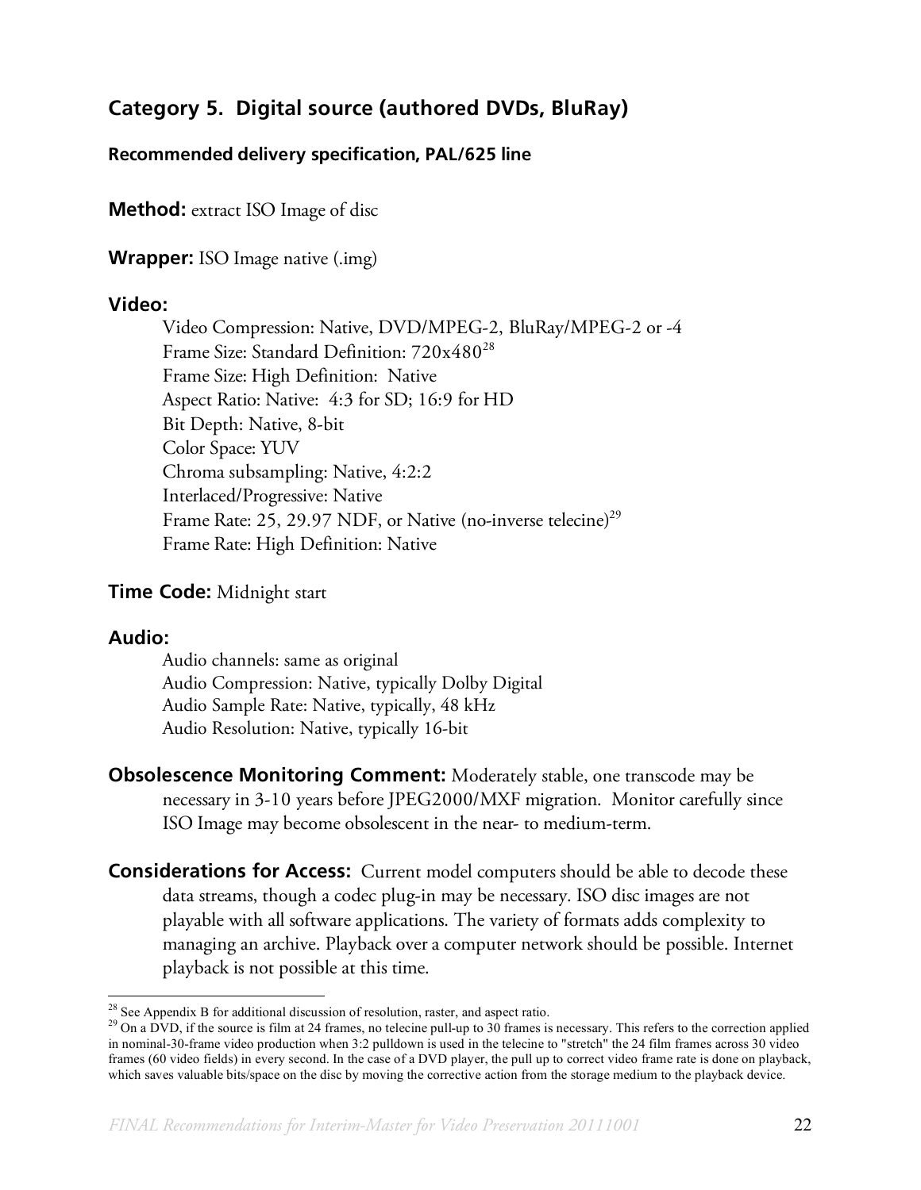## Category 5. Digital source (authored DVDs, BluRay)

### Recommended delivery specification, PAL/625 line

**Method:** extract ISO Image of disc

**Wrapper:** ISO Image native (.img)

**Video:**

Video Compression: Native, DVD/MPEG-2, BluRay/MPEG-2 or -4
Frame Size: Standard Definition: 720x480[28]
Frame Size: High Definition: Native
Aspect Ratio: Native: 4:3 for SD; 16:9 for HD
Bit Depth: Native, 8-bit
Color Space: YUV
Chroma subsampling: Native, 4:2:2
Interlaced/Progressive: Native
Frame Rate: 25, 29.97 NDF, or Native (no-inverse telecine)[29]
Frame Rate: High Definition: Native

**Time Code:** Midnight start

**Audio:**

Audio channels: same as original
Audio Compression: Native, typically Dolby Digital
Audio Sample Rate: Native, typically, 48 kHz
Audio Resolution: Native, typically 16-bit

**Obsolescence Monitoring Comment:** Moderately stable, one transcode may be necessary in 3-10 years before JPEG2000/MXF migration. Monitor carefully since ISO Image may become obsolescent in the near- to medium-term.

**Considerations for Access:** Current model computers should be able to decode these data streams, though a codec plug-in may be necessary. ISO disc images are not playable with all software applications. The variety of formats adds complexity to managing an archive. Playback over a computer network should be possible. Internet playback is not possible at this time.

---

[28] See Appendix B for additional discussion of resolution, raster, and aspect ratio.

[29] On a DVD, if the source is film at 24 frames, no telecine pull-up to 30 frames is necessary. This refers to the correction applied in nominal-30-frame video production when 3:2 pulldown is used in the telecine to "stretch" the 24 film frames across 30 video frames (60 video fields) in every second. In the case of a DVD player, the pull up to correct video frame rate is done on playback, which saves valuable bits/space on the disc by moving the corrective action from the storage medium to the playback device.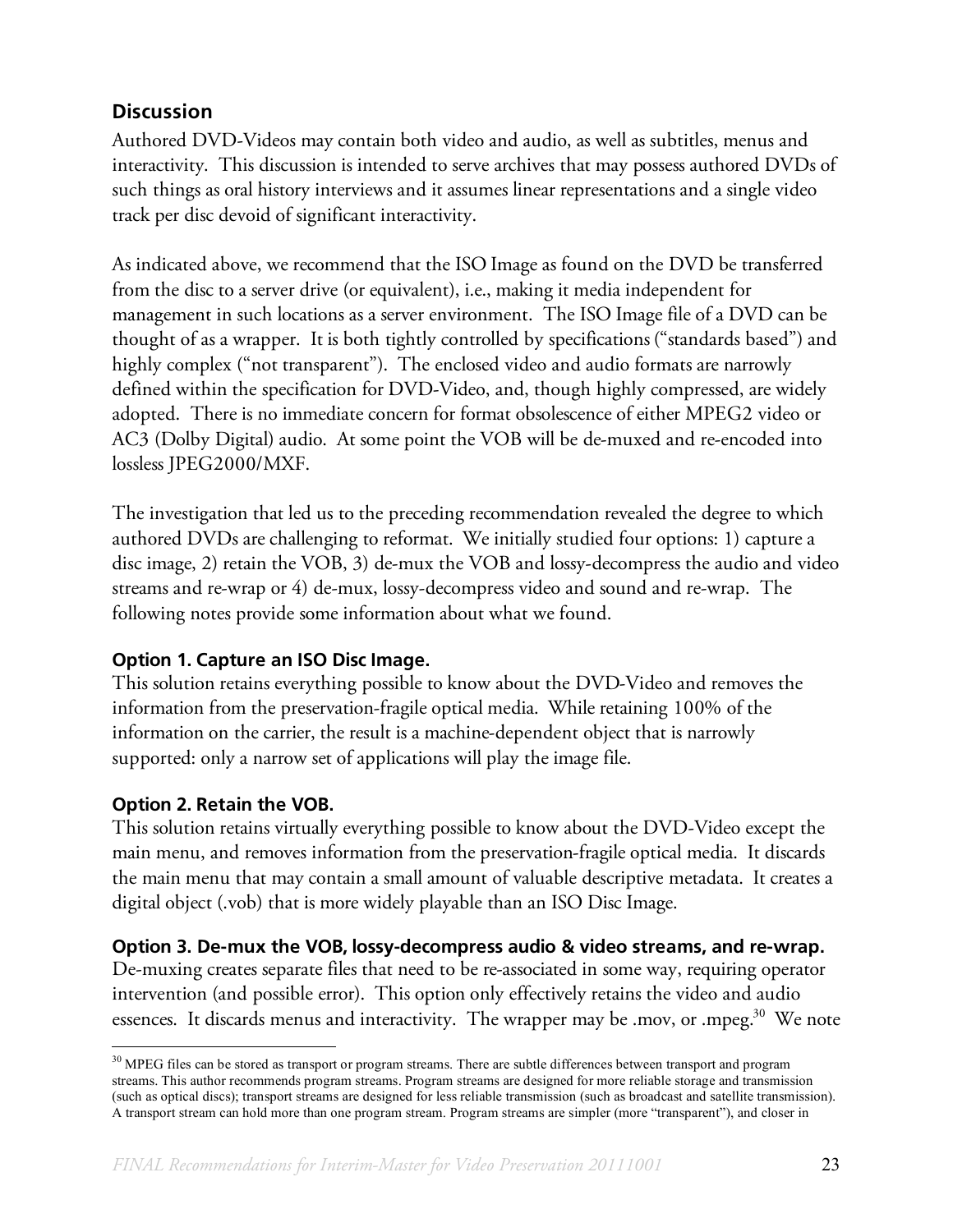## Discussion

Authored DVD-Videos may contain both video and audio, as well as subtitles, menus and interactivity. This discussion is intended to serve archives that may possess authored DVDs of such things as oral history interviews and it assumes linear representations and a single video track per disc devoid of significant interactivity.

As indicated above, we recommend that the ISO Image as found on the DVD be transferred from the disc to a server drive (or equivalent), i.e., making it media independent for management in such locations as a server environment. The ISO Image file of a DVD can be thought of as a wrapper. It is both tightly controlled by specifications ("standards based") and highly complex ("not transparent"). The enclosed video and audio formats are narrowly defined within the specification for DVD-Video, and, though highly compressed, are widely adopted. There is no immediate concern for format obsolescence of either MPEG2 video or AC3 (Dolby Digital) audio. At some point the VOB will be de-muxed and re-encoded into lossless JPEG2000/MXF.

The investigation that led us to the preceding recommendation revealed the degree to which authored DVDs are challenging to reformat. We initially studied four options: 1) capture a disc image, 2) retain the VOB, 3) de-mux the VOB and lossy-decompress the audio and video streams and re-wrap or 4) de-mux, lossy-decompress video and sound and re-wrap. The following notes provide some information about what we found.

### Option 1. Capture an ISO Disc Image.

This solution retains everything possible to know about the DVD-Video and removes the information from the preservation-fragile optical media. While retaining 100% of the information on the carrier, the result is a machine-dependent object that is narrowly supported: only a narrow set of applications will play the image file.

### Option 2. Retain the VOB.

This solution retains virtually everything possible to know about the DVD-Video except the main menu, and removes information from the preservation-fragile optical media. It discards the main menu that may contain a small amount of valuable descriptive metadata. It creates a digital object (.vob) that is more widely playable than an ISO Disc Image.

### Option 3. De-mux the VOB, lossy-decompress audio & video streams, and re-wrap.

De-muxing creates separate files that need to be re-associated in some way, requiring operator intervention (and possible error). This option only effectively retains the video and audio essences. It discards menus and interactivity. The wrapper may be .mov, or .mpeg.[30] We note

[30] MPEG files can be stored as transport or program streams. There are subtle differences between transport and program streams. This author recommends program streams. Program streams are designed for more reliable storage and transmission (such as optical discs); transport streams are designed for less reliable transmission (such as broadcast and satellite transmission). A transport stream can hold more than one program stream. Program streams are simpler (more "transparent"), and closer in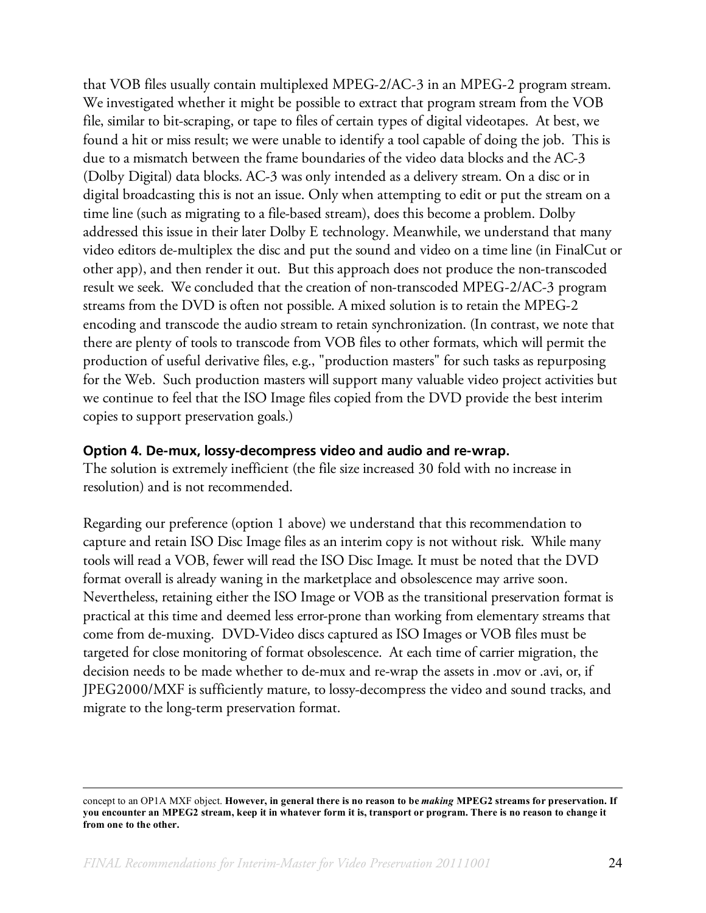that VOB files usually contain multiplexed MPEG-2/AC-3 in an MPEG-2 program stream. We investigated whether it might be possible to extract that program stream from the VOB file, similar to bit-scraping, or tape to files of certain types of digital videotapes. At best, we found a hit or miss result; we were unable to identify a tool capable of doing the job. This is due to a mismatch between the frame boundaries of the video data blocks and the AC-3 (Dolby Digital) data blocks. AC-3 was only intended as a delivery stream. On a disc or in digital broadcasting this is not an issue. Only when attempting to edit or put the stream on a time line (such as migrating to a file-based stream), does this become a problem. Dolby addressed this issue in their later Dolby E technology. Meanwhile, we understand that many video editors de-multiplex the disc and put the sound and video on a time line (in FinalCut or other app), and then render it out. But this approach does not produce the non-transcoded result we seek. We concluded that the creation of non-transcoded MPEG-2/AC-3 program streams from the DVD is often not possible. A mixed solution is to retain the MPEG-2 encoding and transcode the audio stream to retain synchronization. (In contrast, we note that there are plenty of tools to transcode from VOB files to other formats, which will permit the production of useful derivative files, e.g., "production masters" for such tasks as repurposing for the Web. Such production masters will support many valuable video project activities but we continue to feel that the ISO Image files copied from the DVD provide the best interim copies to support preservation goals.)

**Option 4. De-mux, lossy-decompress video and audio and re-wrap.**
The solution is extremely inefficient (the file size increased 30 fold with no increase in resolution) and is not recommended.

Regarding our preference (option 1 above) we understand that this recommendation to capture and retain ISO Disc Image files as an interim copy is not without risk. While many tools will read a VOB, fewer will read the ISO Disc Image. It must be noted that the DVD format overall is already waning in the marketplace and obsolescence may arrive soon. Nevertheless, retaining either the ISO Image or VOB as the transitional preservation format is practical at this time and deemed less error-prone than working from elementary streams that come from de-muxing. DVD-Video discs captured as ISO Images or VOB files must be targeted for close monitoring of format obsolescence. At each time of carrier migration, the decision needs to be made whether to de-mux and re-wrap the assets in .mov or .avi, or, if JPEG2000/MXF is sufficiently mature, to lossy-decompress the video and sound tracks, and migrate to the long-term preservation format.

---

concept to an OP1A MXF object. **However, in general there is no reason to be *making* MPEG2 streams for preservation. If you encounter an MPEG2 stream, keep it in whatever form it is, transport or program. There is no reason to change it from one to the other.**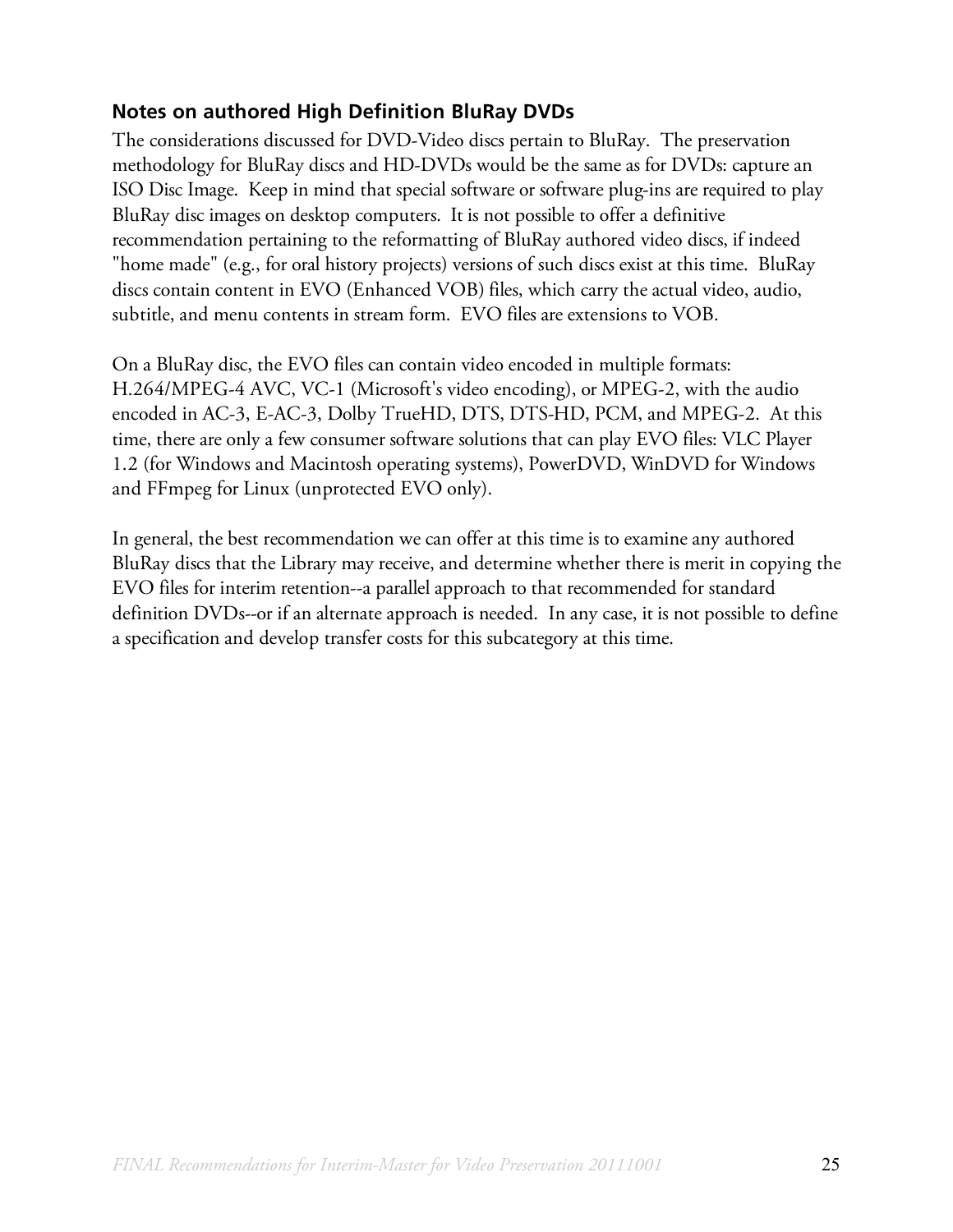### Notes on authored High Definition BluRay DVDs

The considerations discussed for DVD-Video discs pertain to BluRay. The preservation methodology for BluRay discs and HD-DVDs would be the same as for DVDs: capture an ISO Disc Image. Keep in mind that special software or software plug-ins are required to play BluRay disc images on desktop computers. It is not possible to offer a definitive recommendation pertaining to the reformatting of BluRay authored video discs, if indeed "home made" (e.g., for oral history projects) versions of such discs exist at this time. BluRay discs contain content in EVO (Enhanced VOB) files, which carry the actual video, audio, subtitle, and menu contents in stream form. EVO files are extensions to VOB.

On a BluRay disc, the EVO files can contain video encoded in multiple formats: H.264/MPEG-4 AVC, VC-1 (Microsoft's video encoding), or MPEG-2, with the audio encoded in AC-3, E-AC-3, Dolby TrueHD, DTS, DTS-HD, PCM, and MPEG-2. At this time, there are only a few consumer software solutions that can play EVO files: VLC Player 1.2 (for Windows and Macintosh operating systems), PowerDVD, WinDVD for Windows and FFmpeg for Linux (unprotected EVO only).

In general, the best recommendation we can offer at this time is to examine any authored BluRay discs that the Library may receive, and determine whether there is merit in copying the EVO files for interim retention--a parallel approach to that recommended for standard definition DVDs--or if an alternate approach is needed. In any case, it is not possible to define a specification and develop transfer costs for this subcategory at this time.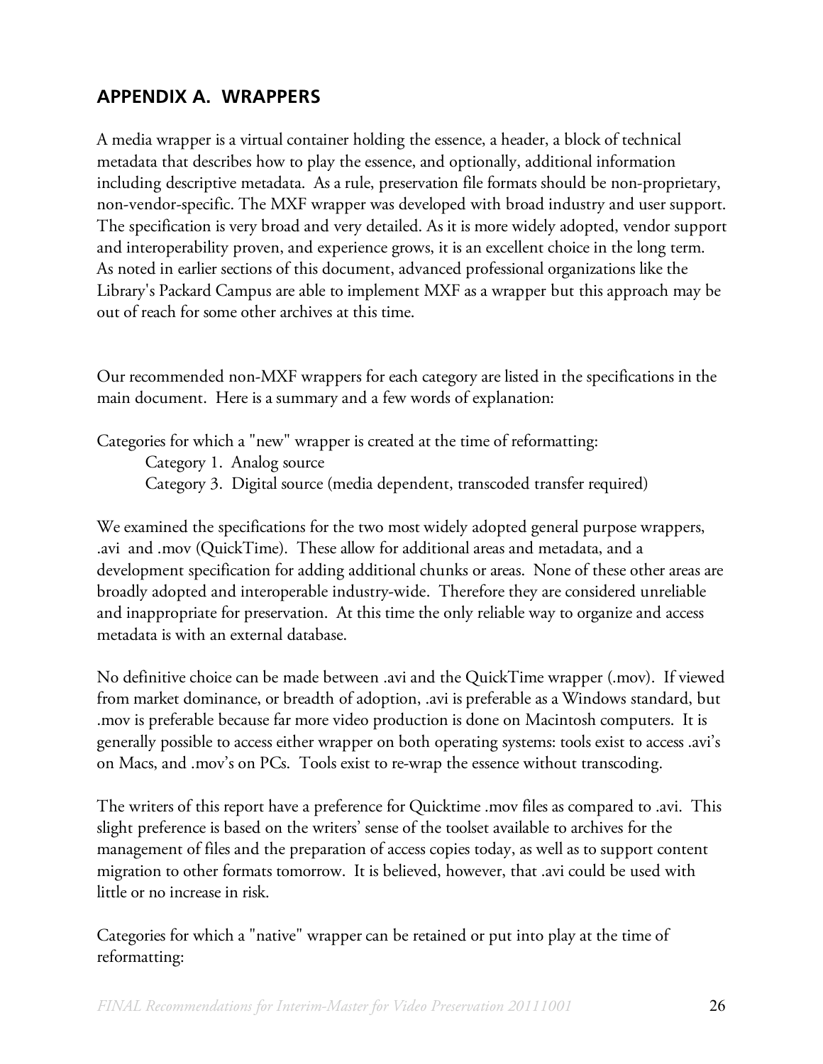## APPENDIX A. WRAPPERS

A media wrapper is a virtual container holding the essence, a header, a block of technical metadata that describes how to play the essence, and optionally, additional information including descriptive metadata. As a rule, preservation file formats should be non-proprietary, non-vendor-specific. The MXF wrapper was developed with broad industry and user support. The specification is very broad and very detailed. As it is more widely adopted, vendor support and interoperability proven, and experience grows, it is an excellent choice in the long term. As noted in earlier sections of this document, advanced professional organizations like the Library's Packard Campus are able to implement MXF as a wrapper but this approach may be out of reach for some other archives at this time.

Our recommended non-MXF wrappers for each category are listed in the specifications in the main document. Here is a summary and a few words of explanation:

Categories for which a "new" wrapper is created at the time of reformatting:

- Category 1. Analog source
- Category 3. Digital source (media dependent, transcoded transfer required)

We examined the specifications for the two most widely adopted general purpose wrappers, .avi and .mov (QuickTime). These allow for additional areas and metadata, and a development specification for adding additional chunks or areas. None of these other areas are broadly adopted and interoperable industry-wide. Therefore they are considered unreliable and inappropriate for preservation. At this time the only reliable way to organize and access metadata is with an external database.

No definitive choice can be made between .avi and the QuickTime wrapper (.mov). If viewed from market dominance, or breadth of adoption, .avi is preferable as a Windows standard, but .mov is preferable because far more video production is done on Macintosh computers. It is generally possible to access either wrapper on both operating systems: tools exist to access .avi's on Macs, and .mov's on PCs. Tools exist to re-wrap the essence without transcoding.

The writers of this report have a preference for Quicktime .mov files as compared to .avi. This slight preference is based on the writers' sense of the toolset available to archives for the management of files and the preparation of access copies today, as well as to support content migration to other formats tomorrow. It is believed, however, that .avi could be used with little or no increase in risk.

Categories for which a "native" wrapper can be retained or put into play at the time of reformatting: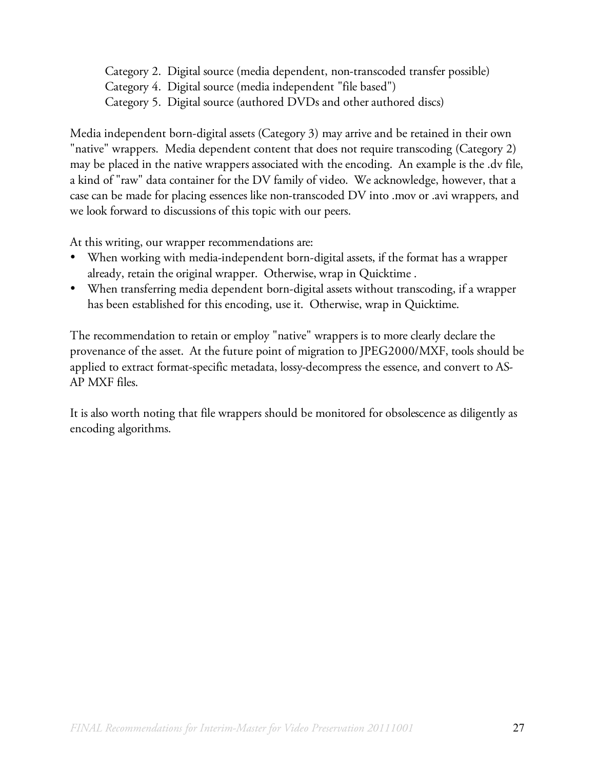Category 2. Digital source (media dependent, non-transcoded transfer possible)
Category 4. Digital source (media independent "file based")
Category 5. Digital source (authored DVDs and other authored discs)

Media independent born-digital assets (Category 3) may arrive and be retained in their own "native" wrappers. Media dependent content that does not require transcoding (Category 2) may be placed in the native wrappers associated with the encoding. An example is the .dv file, a kind of "raw" data container for the DV family of video. We acknowledge, however, that a case can be made for placing essences like non-transcoded DV into .mov or .avi wrappers, and we look forward to discussions of this topic with our peers.

At this writing, our wrapper recommendations are:

- When working with media-independent born-digital assets, if the format has a wrapper already, retain the original wrapper. Otherwise, wrap in Quicktime .
- When transferring media dependent born-digital assets without transcoding, if a wrapper has been established for this encoding, use it. Otherwise, wrap in Quicktime.

The recommendation to retain or employ "native" wrappers is to more clearly declare the provenance of the asset. At the future point of migration to JPEG2000/MXF, tools should be applied to extract format-specific metadata, lossy-decompress the essence, and convert to AS-AP MXF files.

It is also worth noting that file wrappers should be monitored for obsolescence as diligently as encoding algorithms.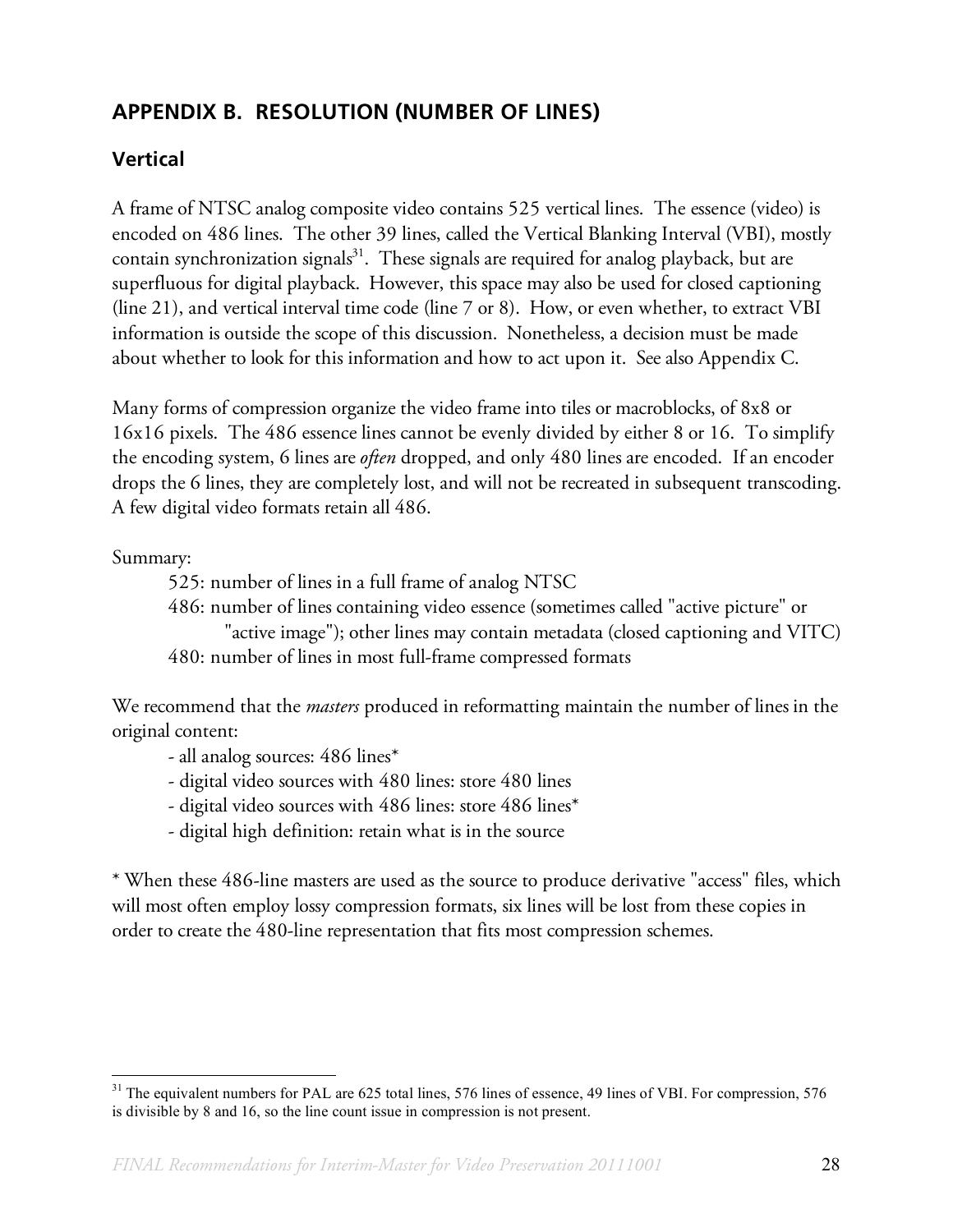## APPENDIX B. RESOLUTION (NUMBER OF LINES)

### Vertical

A frame of NTSC analog composite video contains 525 vertical lines. The essence (video) is encoded on 486 lines. The other 39 lines, called the Vertical Blanking Interval (VBI), mostly contain synchronization signals[31]. These signals are required for analog playback, but are superfluous for digital playback. However, this space may also be used for closed captioning (line 21), and vertical interval time code (line 7 or 8). How, or even whether, to extract VBI information is outside the scope of this discussion. Nonetheless, a decision must be made about whether to look for this information and how to act upon it. See also Appendix C.

Many forms of compression organize the video frame into tiles or macroblocks, of 8x8 or 16x16 pixels. The 486 essence lines cannot be evenly divided by either 8 or 16. To simplify the encoding system, 6 lines are *often* dropped, and only 480 lines are encoded. If an encoder drops the 6 lines, they are completely lost, and will not be recreated in subsequent transcoding. A few digital video formats retain all 486.

Summary:

- 525: number of lines in a full frame of analog NTSC
- 486: number of lines containing video essence (sometimes called "active picture" or "active image"); other lines may contain metadata (closed captioning and VITC)
- 480: number of lines in most full-frame compressed formats

We recommend that the *masters* produced in reformatting maintain the number of lines in the original content:

- all analog sources: 486 lines*
- digital video sources with 480 lines: store 480 lines
- digital video sources with 486 lines: store 486 lines*
- digital high definition: retain what is in the source

* When these 486-line masters are used as the source to produce derivative "access" files, which will most often employ lossy compression formats, six lines will be lost from these copies in order to create the 480-line representation that fits most compression schemes.

[31] The equivalent numbers for PAL are 625 total lines, 576 lines of essence, 49 lines of VBI. For compression, 576 is divisible by 8 and 16, so the line count issue in compression is not present.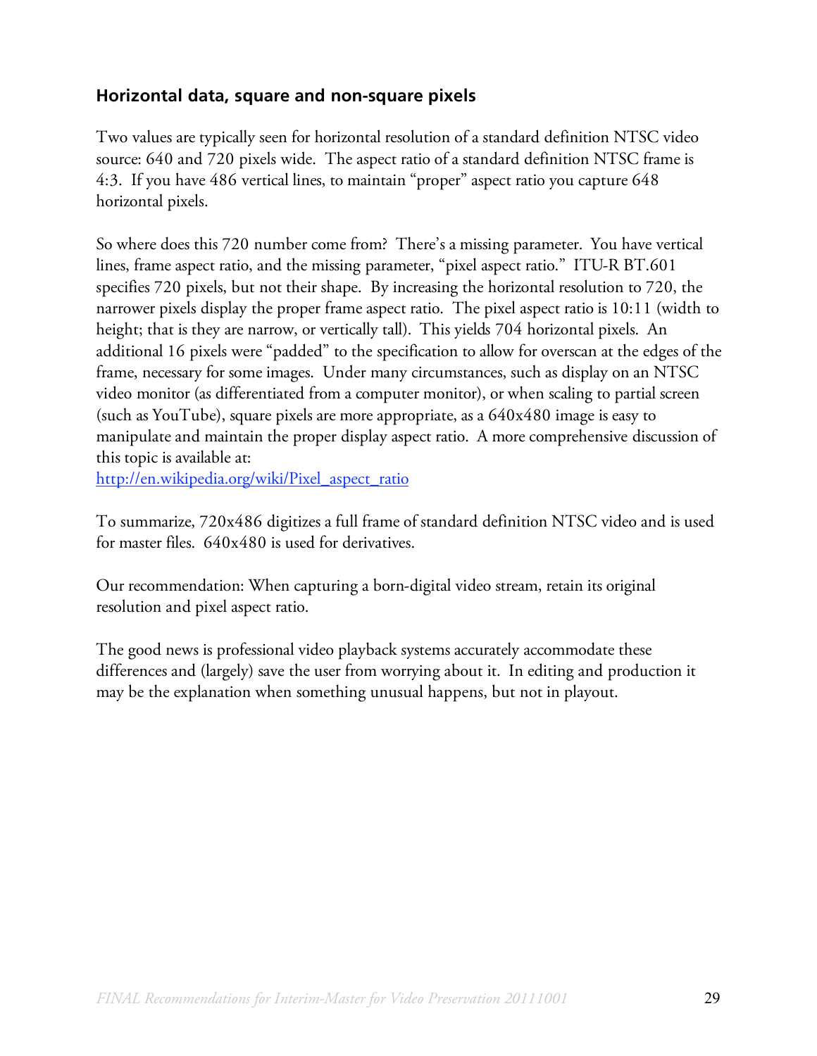### Horizontal data, square and non-square pixels

Two values are typically seen for horizontal resolution of a standard definition NTSC video source: 640 and 720 pixels wide. The aspect ratio of a standard definition NTSC frame is 4:3. If you have 486 vertical lines, to maintain "proper" aspect ratio you capture 648 horizontal pixels.

So where does this 720 number come from? There's a missing parameter. You have vertical lines, frame aspect ratio, and the missing parameter, "pixel aspect ratio." ITU-R BT.601 specifies 720 pixels, but not their shape. By increasing the horizontal resolution to 720, the narrower pixels display the proper frame aspect ratio. The pixel aspect ratio is 10:11 (width to height; that is they are narrow, or vertically tall). This yields 704 horizontal pixels. An additional 16 pixels were "padded" to the specification to allow for overscan at the edges of the frame, necessary for some images. Under many circumstances, such as display on an NTSC video monitor (as differentiated from a computer monitor), or when scaling to partial screen (such as YouTube), square pixels are more appropriate, as a 640x480 image is easy to manipulate and maintain the proper display aspect ratio. A more comprehensive discussion of this topic is available at:
[http://en.wikipedia.org/wiki/Pixel_aspect_ratio](http://en.wikipedia.org/wiki/Pixel_aspect_ratio)

To summarize, 720x486 digitizes a full frame of standard definition NTSC video and is used for master files. 640x480 is used for derivatives.

Our recommendation: When capturing a born-digital video stream, retain its original resolution and pixel aspect ratio.

The good news is professional video playback systems accurately accommodate these differences and (largely) save the user from worrying about it. In editing and production it may be the explanation when something unusual happens, but not in playout.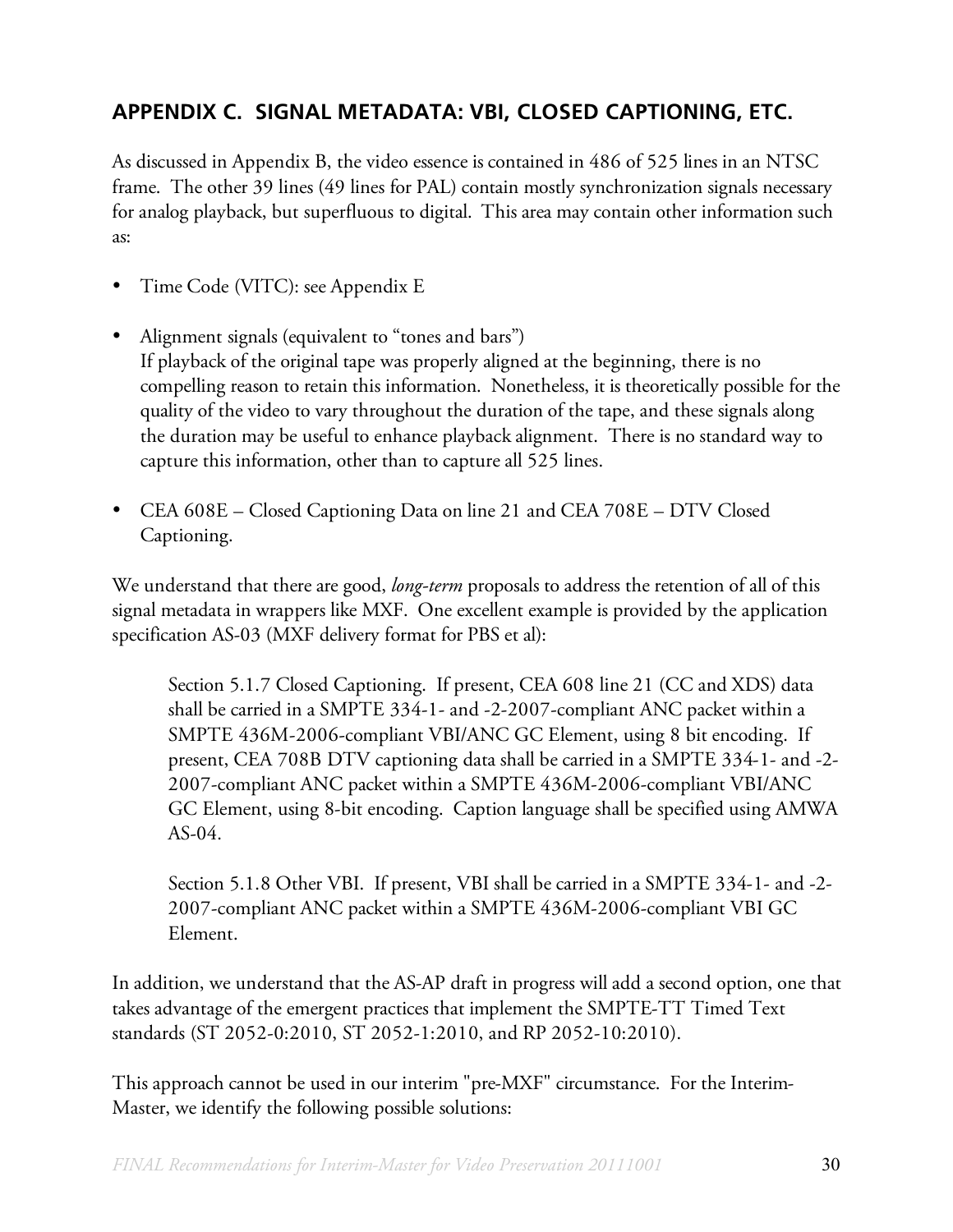## APPENDIX C. SIGNAL METADATA: VBI, CLOSED CAPTIONING, ETC.

As discussed in Appendix B, the video essence is contained in 486 of 525 lines in an NTSC frame. The other 39 lines (49 lines for PAL) contain mostly synchronization signals necessary for analog playback, but superfluous to digital. This area may contain other information such as:

- Time Code (VITC): see Appendix E
- Alignment signals (equivalent to "tones and bars")
  If playback of the original tape was properly aligned at the beginning, there is no compelling reason to retain this information. Nonetheless, it is theoretically possible for the quality of the video to vary throughout the duration of the tape, and these signals along the duration may be useful to enhance playback alignment. There is no standard way to capture this information, other than to capture all 525 lines.
- CEA 608E – Closed Captioning Data on line 21 and CEA 708E – DTV Closed Captioning.

We understand that there are good, *long-term* proposals to address the retention of all of this signal metadata in wrappers like MXF. One excellent example is provided by the application specification AS-03 (MXF delivery format for PBS et al):

> Section 5.1.7 Closed Captioning. If present, CEA 608 line 21 (CC and XDS) data shall be carried in a SMPTE 334-1- and -2-2007-compliant ANC packet within a SMPTE 436M-2006-compliant VBI/ANC GC Element, using 8 bit encoding. If present, CEA 708B DTV captioning data shall be carried in a SMPTE 334-1- and -2-2007-compliant ANC packet within a SMPTE 436M-2006-compliant VBI/ANC GC Element, using 8-bit encoding. Caption language shall be specified using AMWA AS-04.
>
> Section 5.1.8 Other VBI. If present, VBI shall be carried in a SMPTE 334-1- and -2-2007-compliant ANC packet within a SMPTE 436M-2006-compliant VBI GC Element.

In addition, we understand that the AS-AP draft in progress will add a second option, one that takes advantage of the emergent practices that implement the SMPTE-TT Timed Text standards (ST 2052-0:2010, ST 2052-1:2010, and RP 2052-10:2010).

This approach cannot be used in our interim "pre-MXF" circumstance. For the Interim-Master, we identify the following possible solutions: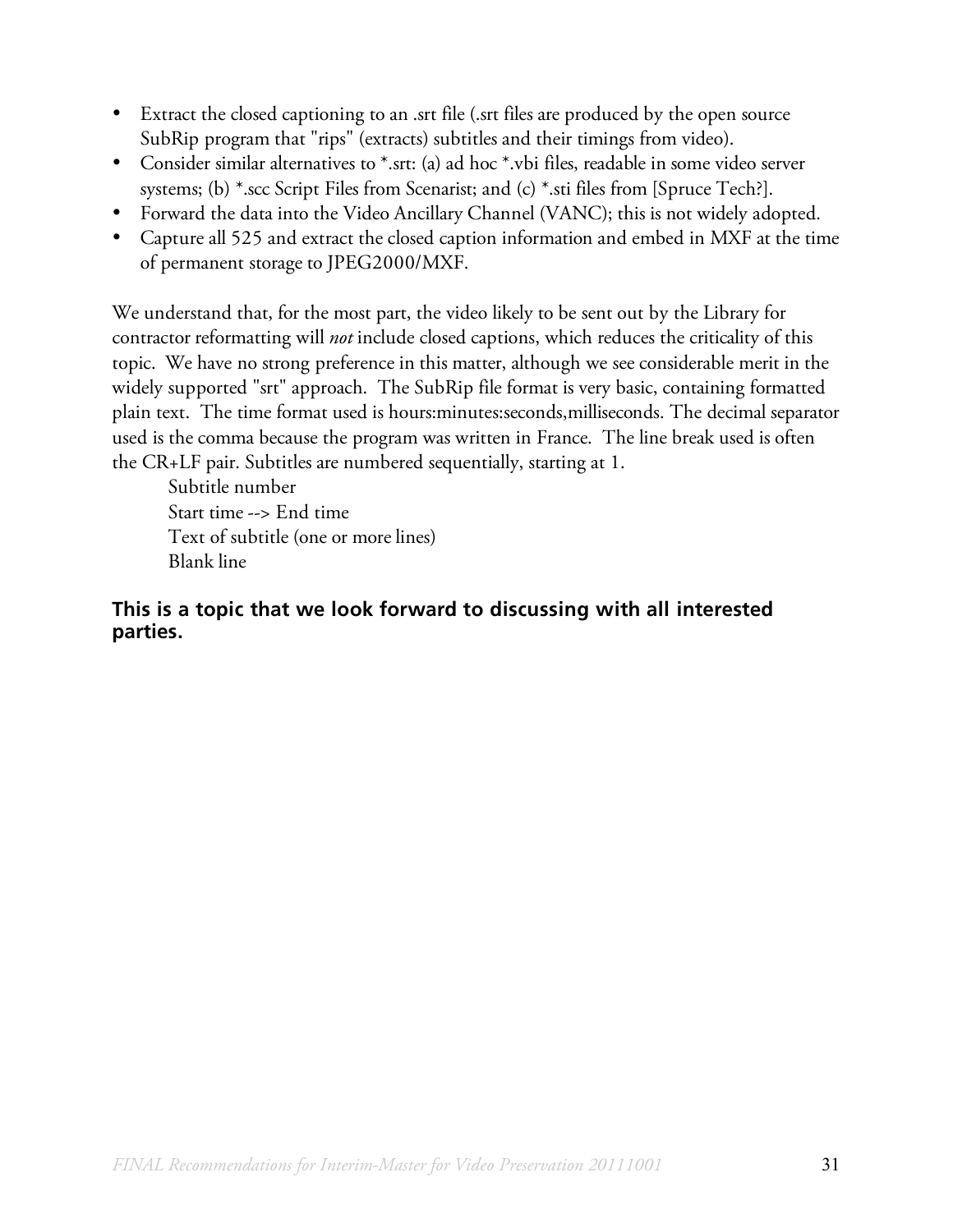- Extract the closed captioning to an .srt file (.srt files are produced by the open source SubRip program that "rips" (extracts) subtitles and their timings from video).
- Consider similar alternatives to *.srt: (a) ad hoc *.vbi files, readable in some video server systems; (b) *.scc Script Files from Scenarist; and (c) *.sti files from [Spruce Tech?].
- Forward the data into the Video Ancillary Channel (VANC); this is not widely adopted.
- Capture all 525 and extract the closed caption information and embed in MXF at the time of permanent storage to JPEG2000/MXF.

We understand that, for the most part, the video likely to be sent out by the Library for contractor reformatting will *not* include closed captions, which reduces the criticality of this topic. We have no strong preference in this matter, although we see considerable merit in the widely supported "srt" approach. The SubRip file format is very basic, containing formatted plain text. The time format used is hours:minutes:seconds,milliseconds. The decimal separator used is the comma because the program was written in France. The line break used is often the CR+LF pair. Subtitles are numbered sequentially, starting at 1.

> Subtitle number
> Start time --> End time
> Text of subtitle (one or more lines)
> Blank line

**This is a topic that we look forward to discussing with all interested parties.**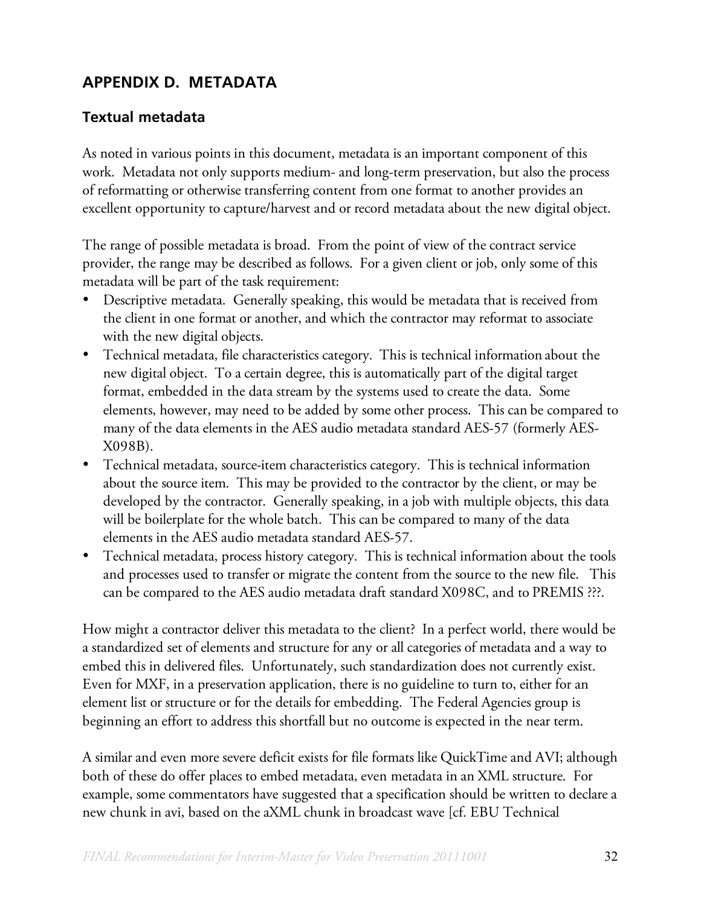## APPENDIX D. METADATA

### Textual metadata

As noted in various points in this document, metadata is an important component of this work. Metadata not only supports medium- and long-term preservation, but also the process of reformatting or otherwise transferring content from one format to another provides an excellent opportunity to capture/harvest and or record metadata about the new digital object.

The range of possible metadata is broad. From the point of view of the contract service provider, the range may be described as follows. For a given client or job, only some of this metadata will be part of the task requirement:

- Descriptive metadata. Generally speaking, this would be metadata that is received from the client in one format or another, and which the contractor may reformat to associate with the new digital objects.
- Technical metadata, file characteristics category. This is technical information about the new digital object. To a certain degree, this is automatically part of the digital target format, embedded in the data stream by the systems used to create the data. Some elements, however, may need to be added by some other process. This can be compared to many of the data elements in the AES audio metadata standard AES-57 (formerly AES-X098B).
- Technical metadata, source-item characteristics category. This is technical information about the source item. This may be provided to the contractor by the client, or may be developed by the contractor. Generally speaking, in a job with multiple objects, this data will be boilerplate for the whole batch. This can be compared to many of the data elements in the AES audio metadata standard AES-57.
- Technical metadata, process history category. This is technical information about the tools and processes used to transfer or migrate the content from the source to the new file. This can be compared to the AES audio metadata draft standard X098C, and to PREMIS ???.

How might a contractor deliver this metadata to the client? In a perfect world, there would be a standardized set of elements and structure for any or all categories of metadata and a way to embed this in delivered files. Unfortunately, such standardization does not currently exist. Even for MXF, in a preservation application, there is no guideline to turn to, either for an element list or structure or for the details for embedding. The Federal Agencies group is beginning an effort to address this shortfall but no outcome is expected in the near term.

A similar and even more severe deficit exists for file formats like QuickTime and AVI; although both of these do offer places to embed metadata, even metadata in an XML structure. For example, some commentators have suggested that a specification should be written to declare a new chunk in avi, based on the aXML chunk in broadcast wave [cf. EBU Technical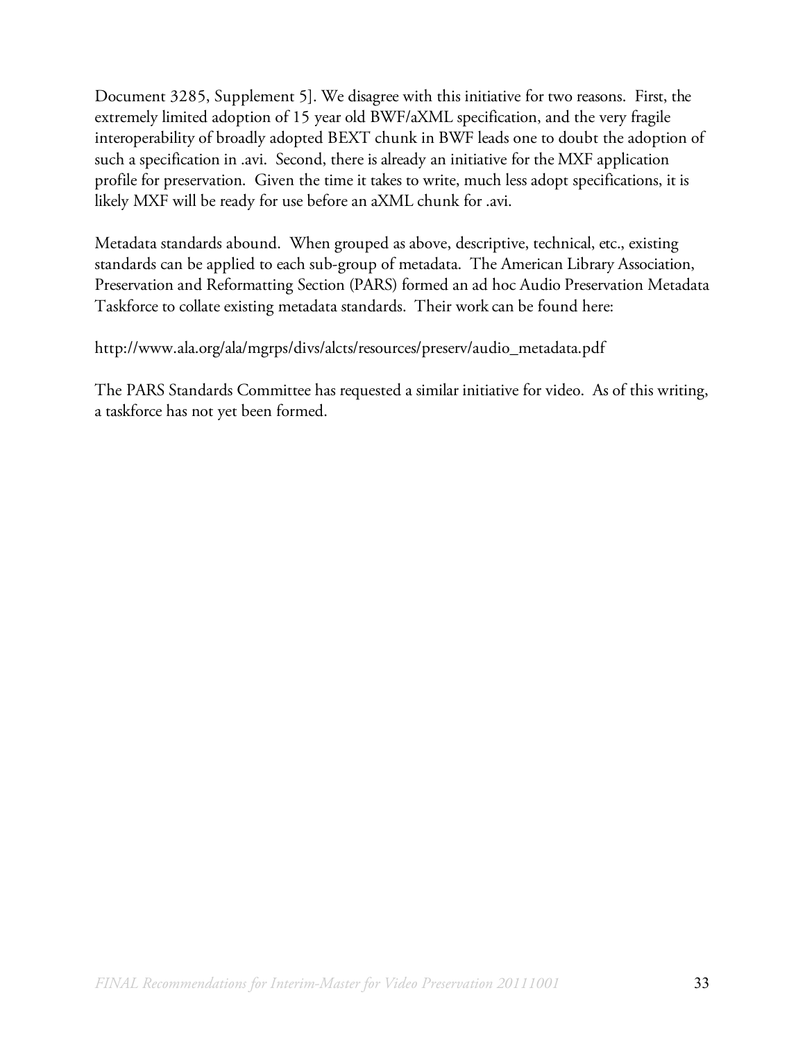Document 3285, Supplement 5]. We disagree with this initiative for two reasons. First, the extremely limited adoption of 15 year old BWF/aXML specification, and the very fragile interoperability of broadly adopted BEXT chunk in BWF leads one to doubt the adoption of such a specification in .avi. Second, there is already an initiative for the MXF application profile for preservation. Given the time it takes to write, much less adopt specifications, it is likely MXF will be ready for use before an aXML chunk for .avi.

Metadata standards abound. When grouped as above, descriptive, technical, etc., existing standards can be applied to each sub-group of metadata. The American Library Association, Preservation and Reformatting Section (PARS) formed an ad hoc Audio Preservation Metadata Taskforce to collate existing metadata standards. Their work can be found here:

http://www.ala.org/ala/mgrps/divs/alcts/resources/preserv/audio_metadata.pdf

The PARS Standards Committee has requested a similar initiative for video. As of this writing, a taskforce has not yet been formed.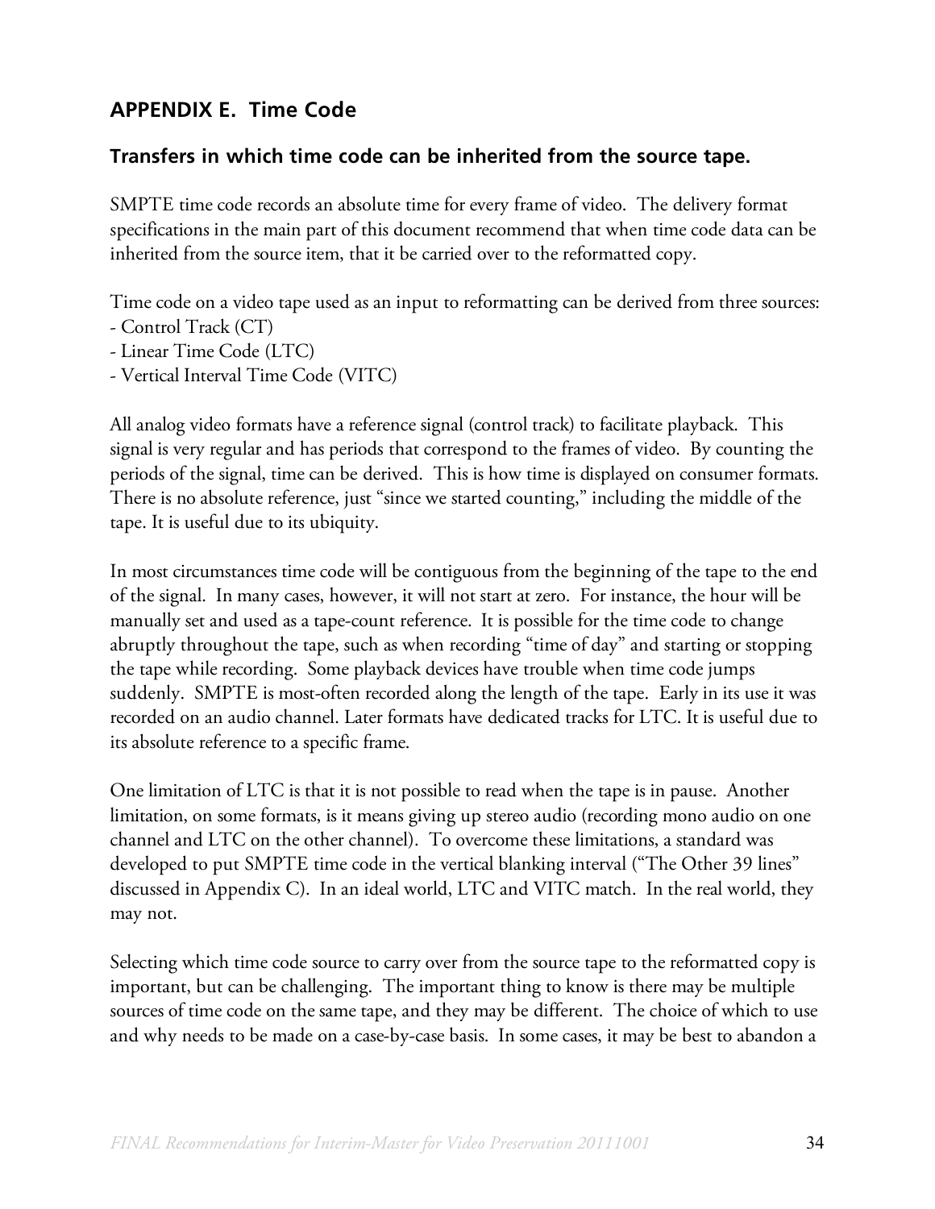## APPENDIX E. Time Code

### Transfers in which time code can be inherited from the source tape.

SMPTE time code records an absolute time for every frame of video. The delivery format specifications in the main part of this document recommend that when time code data can be inherited from the source item, that it be carried over to the reformatted copy.

Time code on a video tape used as an input to reformatting can be derived from three sources:

- Control Track (CT)
- Linear Time Code (LTC)
- Vertical Interval Time Code (VITC)

All analog video formats have a reference signal (control track) to facilitate playback. This signal is very regular and has periods that correspond to the frames of video. By counting the periods of the signal, time can be derived. This is how time is displayed on consumer formats. There is no absolute reference, just "since we started counting," including the middle of the tape. It is useful due to its ubiquity.

In most circumstances time code will be contiguous from the beginning of the tape to the end of the signal. In many cases, however, it will not start at zero. For instance, the hour will be manually set and used as a tape-count reference. It is possible for the time code to change abruptly throughout the tape, such as when recording "time of day" and starting or stopping the tape while recording. Some playback devices have trouble when time code jumps suddenly. SMPTE is most-often recorded along the length of the tape. Early in its use it was recorded on an audio channel. Later formats have dedicated tracks for LTC. It is useful due to its absolute reference to a specific frame.

One limitation of LTC is that it is not possible to read when the tape is in pause. Another limitation, on some formats, is it means giving up stereo audio (recording mono audio on one channel and LTC on the other channel). To overcome these limitations, a standard was developed to put SMPTE time code in the vertical blanking interval ("The Other 39 lines" discussed in Appendix C). In an ideal world, LTC and VITC match. In the real world, they may not.

Selecting which time code source to carry over from the source tape to the reformatted copy is important, but can be challenging. The important thing to know is there may be multiple sources of time code on the same tape, and they may be different. The choice of which to use and why needs to be made on a case-by-case basis. In some cases, it may be best to abandon a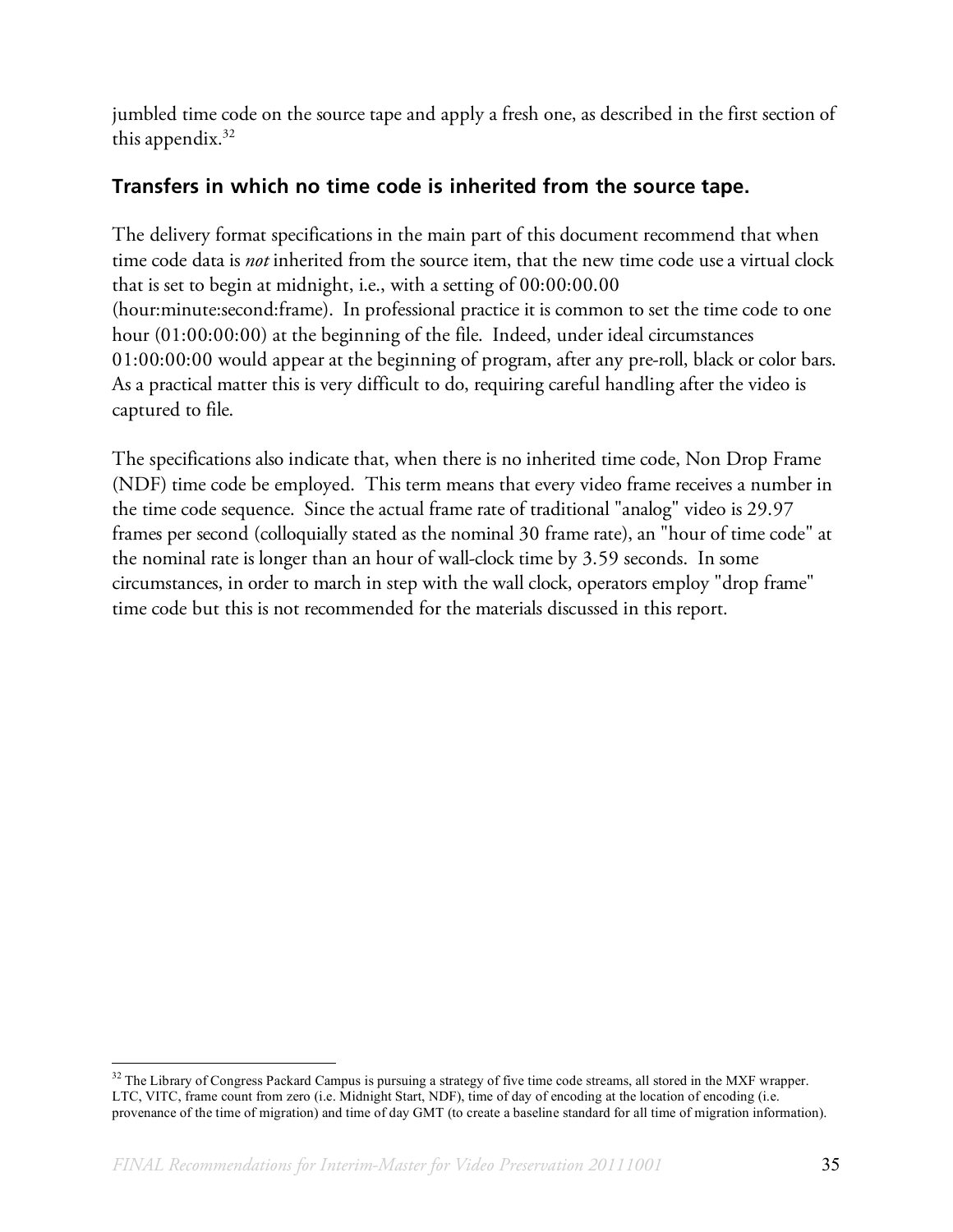jumbled time code on the source tape and apply a fresh one, as described in the first section of this appendix.[32]

### Transfers in which no time code is inherited from the source tape.

The delivery format specifications in the main part of this document recommend that when time code data is *not* inherited from the source item, that the new time code use a virtual clock that is set to begin at midnight, i.e., with a setting of 00:00:00.00 (hour:minute:second:frame). In professional practice it is common to set the time code to one hour (01:00:00:00) at the beginning of the file. Indeed, under ideal circumstances 01:00:00:00 would appear at the beginning of program, after any pre-roll, black or color bars. As a practical matter this is very difficult to do, requiring careful handling after the video is captured to file.

The specifications also indicate that, when there is no inherited time code, Non Drop Frame (NDF) time code be employed. This term means that every video frame receives a number in the time code sequence. Since the actual frame rate of traditional "analog" video is 29.97 frames per second (colloquially stated as the nominal 30 frame rate), an "hour of time code" at the nominal rate is longer than an hour of wall-clock time by 3.59 seconds. In some circumstances, in order to march in step with the wall clock, operators employ "drop frame" time code but this is not recommended for the materials discussed in this report.

---

[32] The Library of Congress Packard Campus is pursuing a strategy of five time code streams, all stored in the MXF wrapper. LTC, VITC, frame count from zero (i.e. Midnight Start, NDF), time of day of encoding at the location of encoding (i.e. provenance of the time of migration) and time of day GMT (to create a baseline standard for all time of migration information).